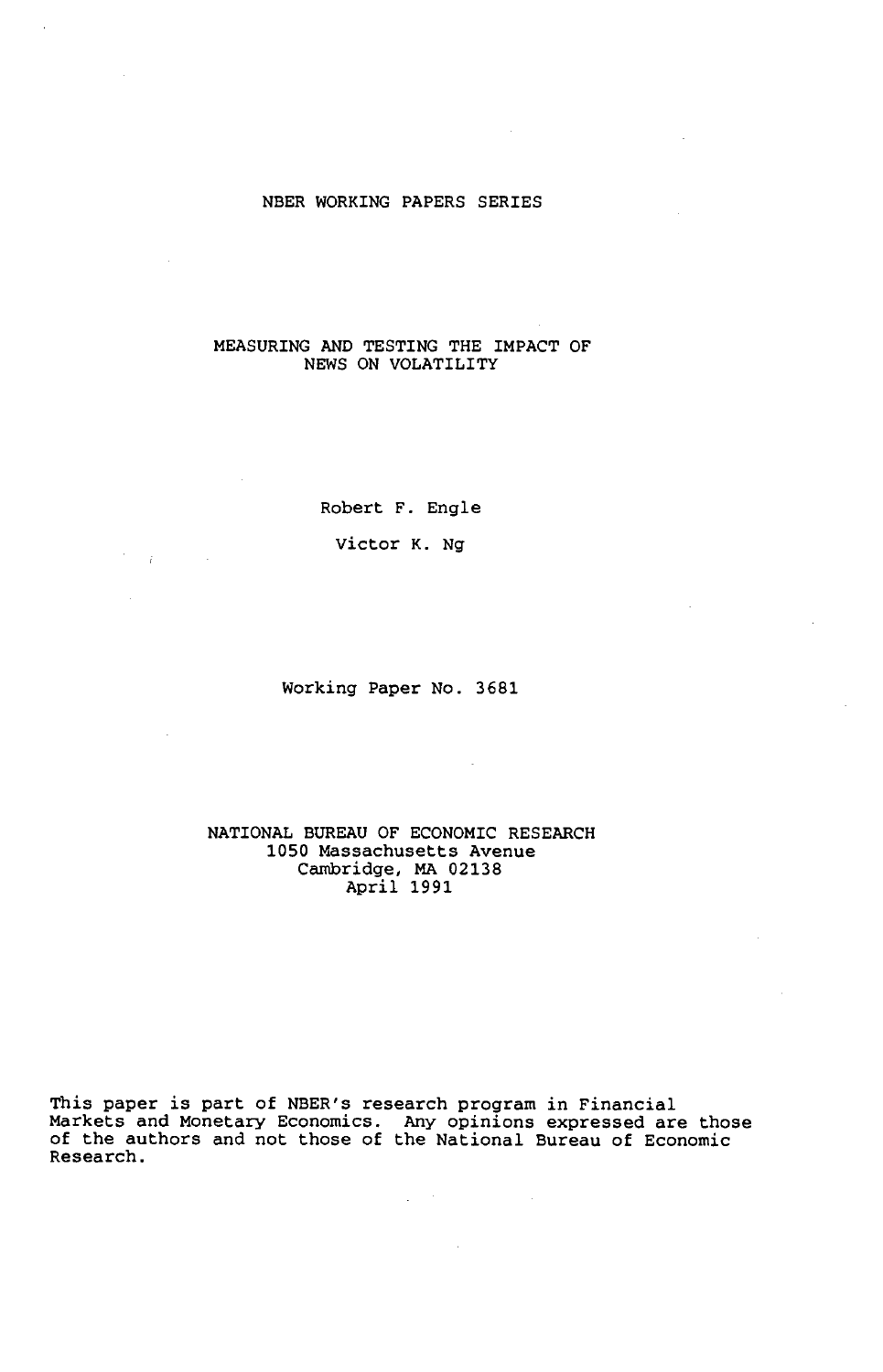NBER WORKING PAPERS SERIES

# MEASURING AND TESTING THE IMPACT OF NEWS ON VOLATILITY

Robert F. Engle

Victor K. Ng

Working Paper No. 3681

NATIONAL BUREAU OF ECONOMIC RESEARCH
1050 Massachusetts Avenue
Cambridge, MA 02138
April 1991

This paper is part of NBER's research program in Financial Markets and Monetary Economics. Any opinions expressed are those of the authors and not those of the National Bureau of Economic Research.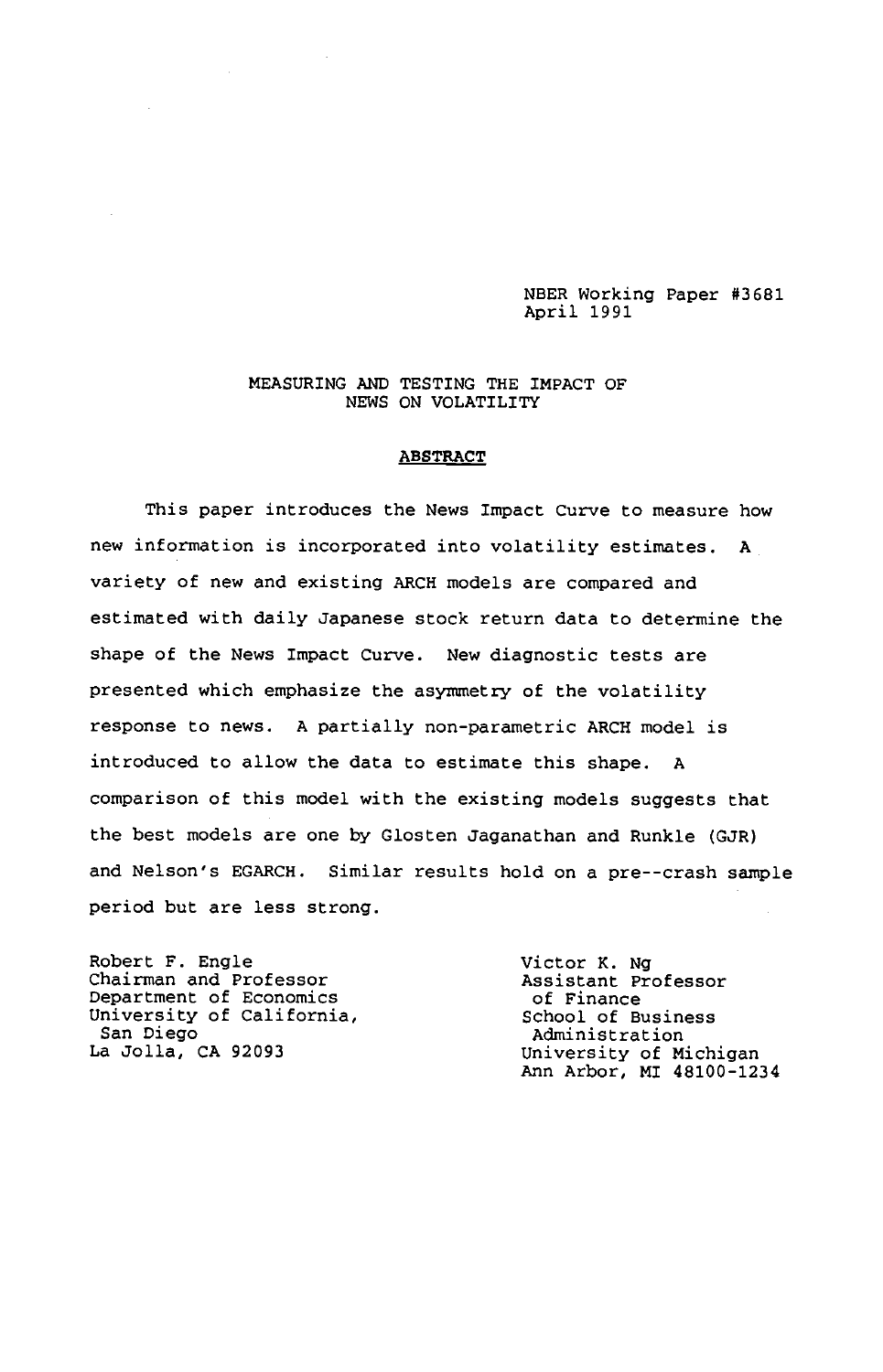NBER Working Paper #3681
April 1991

MEASURING AND TESTING THE IMPACT OF NEWS ON VOLATILITY

## ABSTRACT

This paper introduces the News Impact Curve to measure how new information is incorporated into volatility estimates. A variety of new and existing ARCH models are compared and estimated with daily Japanese stock return data to determine the shape of the News Impact Curve. New diagnostic tests are presented which emphasize the asymmetry of the volatility response to news. A partially non-parametric ARCH model is introduced to allow the data to estimate this shape. A comparison of this model with the existing models suggests that the best models are one by Glosten Jaganathan and Runkle (GJR) and Nelson's EGARCH. Similar results hold on a pre--crash sample period but are less strong.

Robert F. Engle
Chairman and Professor
Department of Economics
University of California,
San Diego
La Jolla, CA 92093

Victor K. Ng
Assistant Professor
of Finance
School of Business
Administration
University of Michigan
Ann Arbor, MI 48100-1234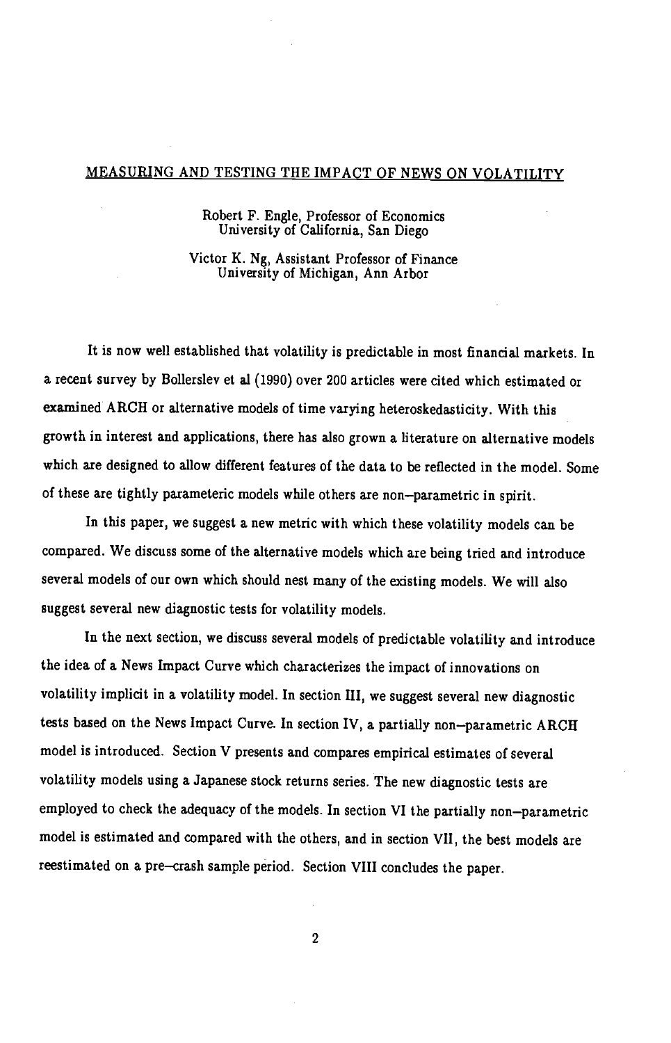# MEASURING AND TESTING THE IMPACT OF NEWS ON VOLATILITY

Robert F. Engle, Professor of Economics
University of California, San Diego

Victor K. Ng, Assistant Professor of Finance
University of Michigan, Ann Arbor

It is now well established that volatility is predictable in most financial markets. In a recent survey by Bollerslev et al (1990) over 200 articles were cited which estimated or examined ARCH or alternative models of time varying heteroskedasticity. With this growth in interest and applications, there has also grown a literature on alternative models which are designed to allow different features of the data to be reflected in the model. Some of these are tightly parameteric models while others are non–parametric in spirit.

In this paper, we suggest a new metric with which these volatility models can be compared. We discuss some of the alternative models which are being tried and introduce several models of our own which should nest many of the existing models. We will also suggest several new diagnostic tests for volatility models.

In the next section, we discuss several models of predictable volatility and introduce the idea of a News Impact Curve which characterizes the impact of innovations on volatility implicit in a volatility model. In section III, we suggest several new diagnostic tests based on the News Impact Curve. In section IV, a partially non–parametric ARCH model is introduced. Section V presents and compares empirical estimates of several volatility models using a Japanese stock returns series. The new diagnostic tests are employed to check the adequacy of the models. In section VI the partially non–parametric model is estimated and compared with the others, and in section VII, the best models are reestimated on a pre–crash sample period. Section VIII concludes the paper.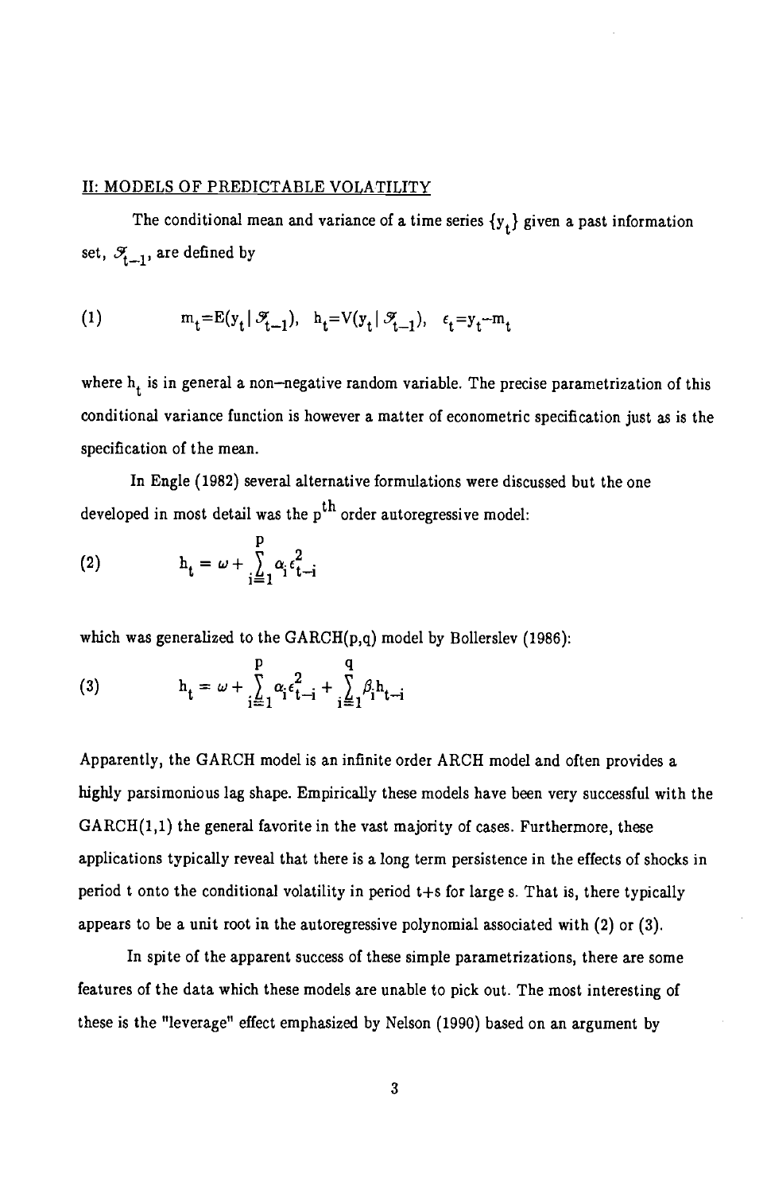## II: MODELS OF PREDICTABLE VOLATILITY

The conditional mean and variance of a time series $\{y_t\}$ given a past information set, $\mathcal{F}_{t-1}$, are defined by

$$
(1) \qquad m_t = E(y_t \mid \mathcal{F}_{t-1}), \quad h_t = V(y_t \mid \mathcal{F}_{t-1}), \quad \epsilon_t = y_t - m_t
$$

where $h_t$ is in general a non–negative random variable. The precise parametrization of this conditional variance function is however a matter of econometric specification just as is the specification of the mean.

In Engle (1982) several alternative formulations were discussed but the one developed in most detail was the $p^{th}$ order autoregressive model:

$$
(2) \qquad h_t = \omega + \sum_{i=1}^{p} \alpha_i \epsilon_{t-i}^2
$$

which was generalized to the GARCH(p,q) model by Bollerslev (1986):

$$
(3) \qquad h_t = \omega + \sum_{i=1}^{p} \alpha_i \epsilon_{t-i}^2 + \sum_{i=1}^{q} \beta_i h_{t-i}
$$

Apparently, the GARCH model is an infinite order ARCH model and often provides a highly parsimonious lag shape. Empirically these models have been very successful with the GARCH(1,1) the general favorite in the vast majority of cases. Furthermore, these applications typically reveal that there is a long term persistence in the effects of shocks in period t onto the conditional volatility in period t+s for large s. That is, there typically appears to be a unit root in the autoregressive polynomial associated with (2) or (3).

In spite of the apparent success of these simple parametrizations, there are some features of the data which these models are unable to pick out. The most interesting of these is the "leverage" effect emphasized by Nelson (1990) based on an argument by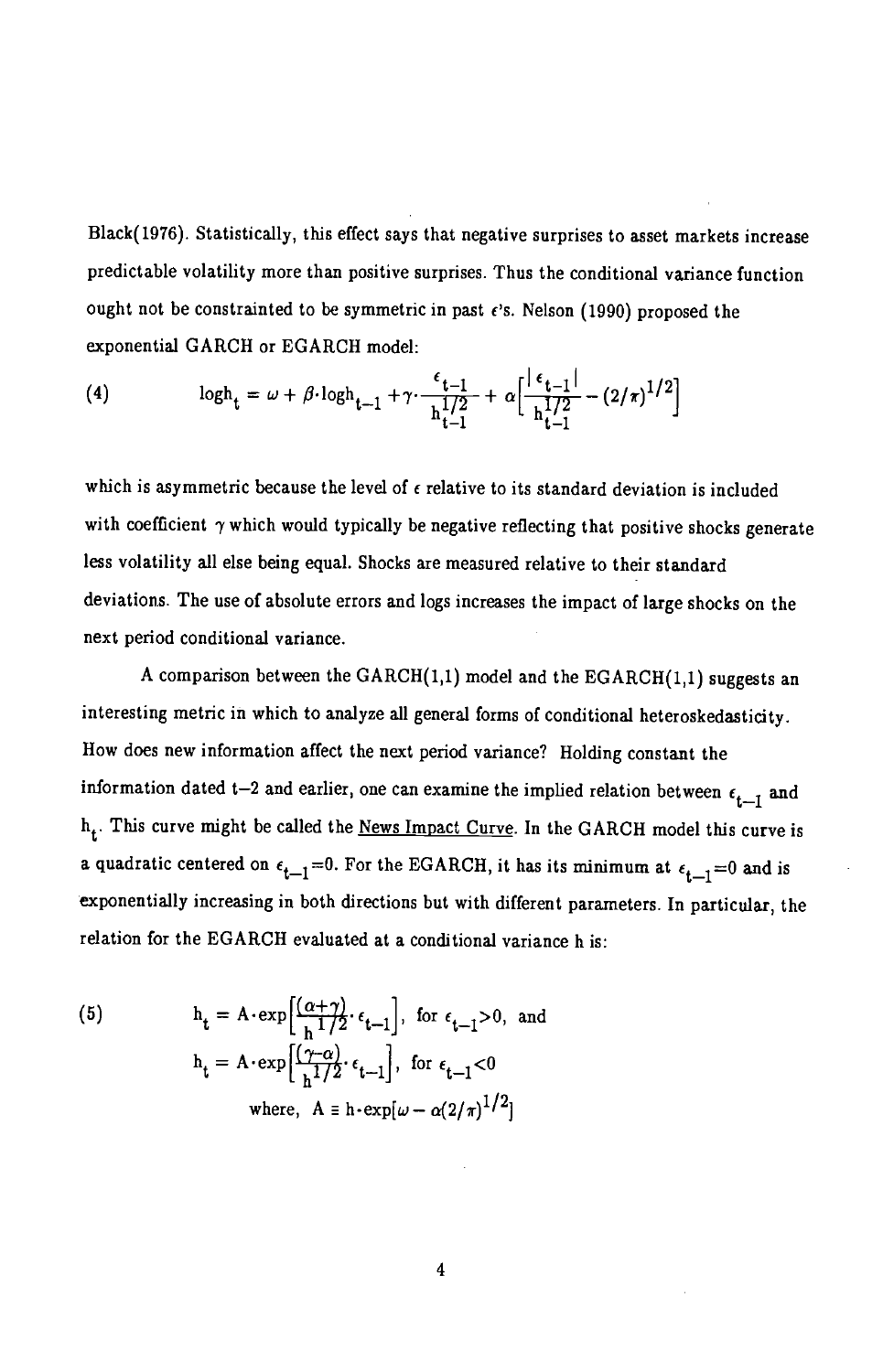Black(1976). Statistically, this effect says that negative surprises to asset markets increase predictable volatility more than positive surprises. Thus the conditional variance function ought not be constrainted to be symmetric in past $\epsilon$'s. Nelson (1990) proposed the exponential GARCH or EGARCH model:

$$\log h_t = \omega + \beta \cdot \log h_{t-1} + \gamma \cdot \frac{\epsilon_{t-1}}{h_{t-1}^{1/2}} + \alpha \left[ \frac{|\epsilon_{t-1}|}{h_{t-1}^{1/2}} - (2/\pi)^{1/2} \right] \tag{4}$$

which is asymmetric because the level of $\epsilon$ relative to its standard deviation is included with coefficient $\gamma$ which would typically be negative reflecting that positive shocks generate less volatility all else being equal. Shocks are measured relative to their standard deviations. The use of absolute errors and logs increases the impact of large shocks on the next period conditional variance.

A comparison between the GARCH(1,1) model and the EGARCH(1,1) suggests an interesting metric in which to analyze all general forms of conditional heteroskedasticity. How does new information affect the next period variance? Holding constant the information dated t–2 and earlier, one can examine the implied relation between $\epsilon_{t-1}$ and $h_t$. This curve might be called the News Impact Curve. In the GARCH model this curve is a quadratic centered on $\epsilon_{t-1}=0$. For the EGARCH, it has its minimum at $\epsilon_{t-1}=0$ and is exponentially increasing in both directions but with different parameters. In particular, the relation for the EGARCH evaluated at a conditional variance h is:

$$\begin{aligned} h_t &= A \cdot \exp\left[\frac{(\alpha+\gamma)}{h^{1/2}} \cdot \epsilon_{t-1}\right], \quad \text{for } \epsilon_{t-1}>0, \text{ and} \\ h_t &= A \cdot \exp\left[\frac{(\gamma-\alpha)}{h^{1/2}} \cdot \epsilon_{t-1}\right], \quad \text{for } \epsilon_{t-1}<0 \\ &\text{where, } A \equiv h \cdot \exp[\omega - \alpha(2/\pi)^{1/2}] \end{aligned} \tag{5}$$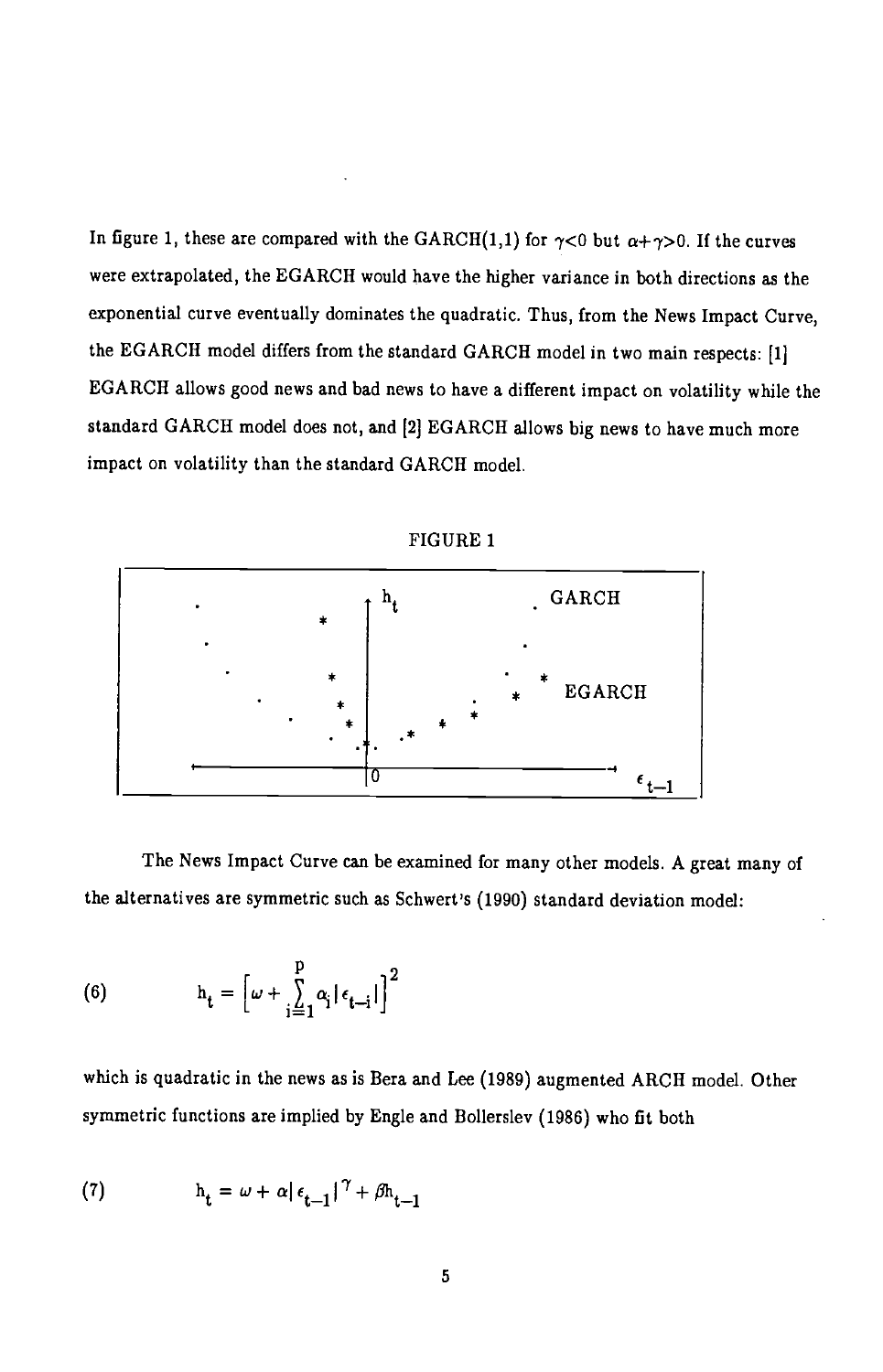In figure 1, these are compared with the GARCH(1,1) for $\gamma<0$ but $\alpha+\gamma>0$. If the curves were extrapolated, the EGARCH would have the higher variance in both directions as the exponential curve eventually dominates the quadratic. Thus, from the News Impact Curve, the EGARCH model differs from the standard GARCH model in two main respects: [1] EGARCH allows good news and bad news to have a different impact on volatility while the standard GARCH model does not, and [2] EGARCH allows big news to have much more impact on volatility than the standard GARCH model.

FIGURE 1

The News Impact Curve can be examined for many other models. A great many of the alternatives are symmetric such as Schwert's (1990) standard deviation model:

$$(6) \qquad h_t = \left[\omega + \sum_{i=1}^{p} \alpha_i |\epsilon_{t-i}|\right]^2$$

which is quadratic in the news as is Bera and Lee (1989) augmented ARCH model. Other symmetric functions are implied by Engle and Bollerslev (1986) who fit both

$$(7) \qquad h_t = \omega + \alpha |\epsilon_{t-1}|^{\gamma} + \beta h_{t-1}$$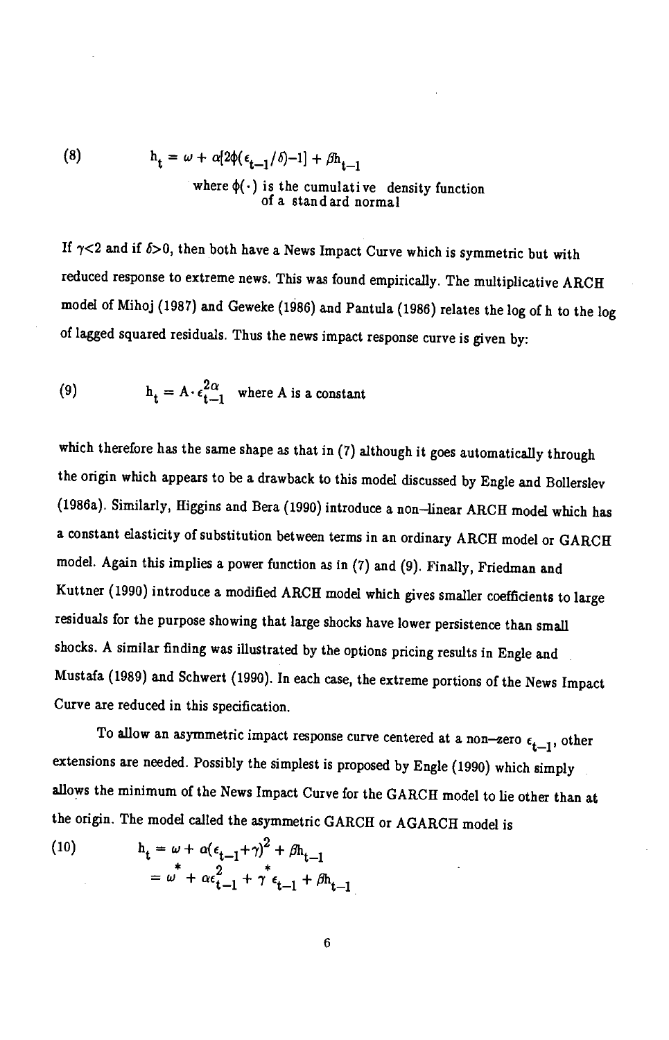$$(8) \qquad h_t = \omega + \alpha[2\phi(\epsilon_{t-1}/\delta)-1] + \beta h_{t-1}$$

where $\phi(\cdot)$ is the cumulative density function of a standard normal

If $\gamma<2$ and if $\delta>0$, then both have a News Impact Curve which is symmetric but with reduced response to extreme news. This was found empirically. The multiplicative ARCH model of Mihoj (1987) and Geweke (1986) and Pantula (1986) relates the log of h to the log of lagged squared residuals. Thus the news impact response curve is given by:

$$(9) \qquad h_t = A \cdot \epsilon_{t-1}^{2\alpha} \quad \text{where A is a constant}$$

which therefore has the same shape as that in (7) although it goes automatically through the origin which appears to be a drawback to this model discussed by Engle and Bollerslev (1986a). Similarly, Higgins and Bera (1990) introduce a non-linear ARCH model which has a constant elasticity of substitution between terms in an ordinary ARCH model or GARCH model. Again this implies a power function as in (7) and (9). Finally, Friedman and Kuttner (1990) introduce a modified ARCH model which gives smaller coefficients to large residuals for the purpose showing that large shocks have lower persistence than small shocks. A similar finding was illustrated by the options pricing results in Engle and Mustafa (1989) and Schwert (1990). In each case, the extreme portions of the News Impact Curve are reduced in this specification.

To allow an asymmetric impact response curve centered at a non-zero $\epsilon_{t-1}$, other extensions are needed. Possibly the simplest is proposed by Engle (1990) which simply allows the minimum of the News Impact Curve for the GARCH model to lie other than at the origin. The model called the asymmetric GARCH or AGARCH model is

$$(10) \qquad \begin{aligned} h_t &= \omega + \alpha(\epsilon_{t-1}+\gamma)^2 + \beta h_{t-1} \\ &= \omega^* + \alpha\epsilon_{t-1}^2 + \gamma^* \epsilon_{t-1} + \beta h_{t-1} \end{aligned}$$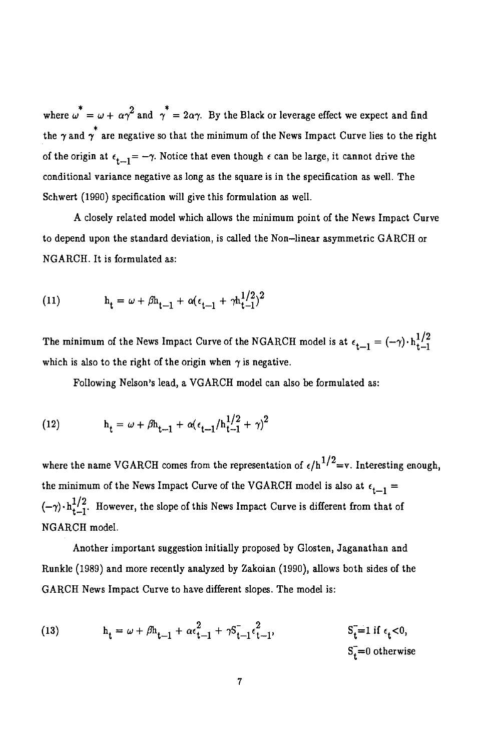where $\omega^* = \omega + \alpha\gamma^2$ and $\gamma^* = 2\alpha\gamma$. By the Black or leverage effect we expect and find the $\gamma$ and $\gamma^*$ are negative so that the minimum of the News Impact Curve lies to the right of the origin at $\epsilon_{t-1} = -\gamma$. Notice that even though $\epsilon$ can be large, it cannot drive the conditional variance negative as long as the square is in the specification as well. The Schwert (1990) specification will give this formulation as well.

A closely related model which allows the minimum point of the News Impact Curve to depend upon the standard deviation, is called the Non–linear asymmetric GARCH or NGARCH. It is formulated as:

$$h_t = \omega + \beta h_{t-1} + \alpha(\epsilon_{t-1} + \gamma h_{t-1}^{1/2})^2 \tag{11}$$

The minimum of the News Impact Curve of the NGARCH model is at $\epsilon_{t-1} = (-\gamma) \cdot h_{t-1}^{1/2}$ which is also to the right of the origin when $\gamma$ is negative.

Following Nelson's lead, a VGARCH model can also be formulated as:

$$h_t = \omega + \beta h_{t-1} + \alpha(\epsilon_{t-1}/h_{t-1}^{1/2} + \gamma)^2 \tag{12}$$

where the name VGARCH comes from the representation of $\epsilon/h^{1/2} = v$. Interesting enough, the minimum of the News Impact Curve of the VGARCH model is also at $\epsilon_{t-1} = (-\gamma) \cdot h_{t-1}^{1/2}$. However, the slope of this News Impact Curve is different from that of NGARCH model.

Another important suggestion initially proposed by Glosten, Jaganathan and Runkle (1989) and more recently analyzed by Zakoian (1990), allows both sides of the GARCH News Impact Curve to have different slopes. The model is:

$$h_t = \omega + \beta h_{t-1} + \alpha\epsilon_{t-1}^2 + \gamma S_{t-1}^- \epsilon_{t-1}^2, \qquad S_t^- = 1 \text{ if } \epsilon_t < 0, \quad S_t^- = 0 \text{ otherwise} \tag{13}$$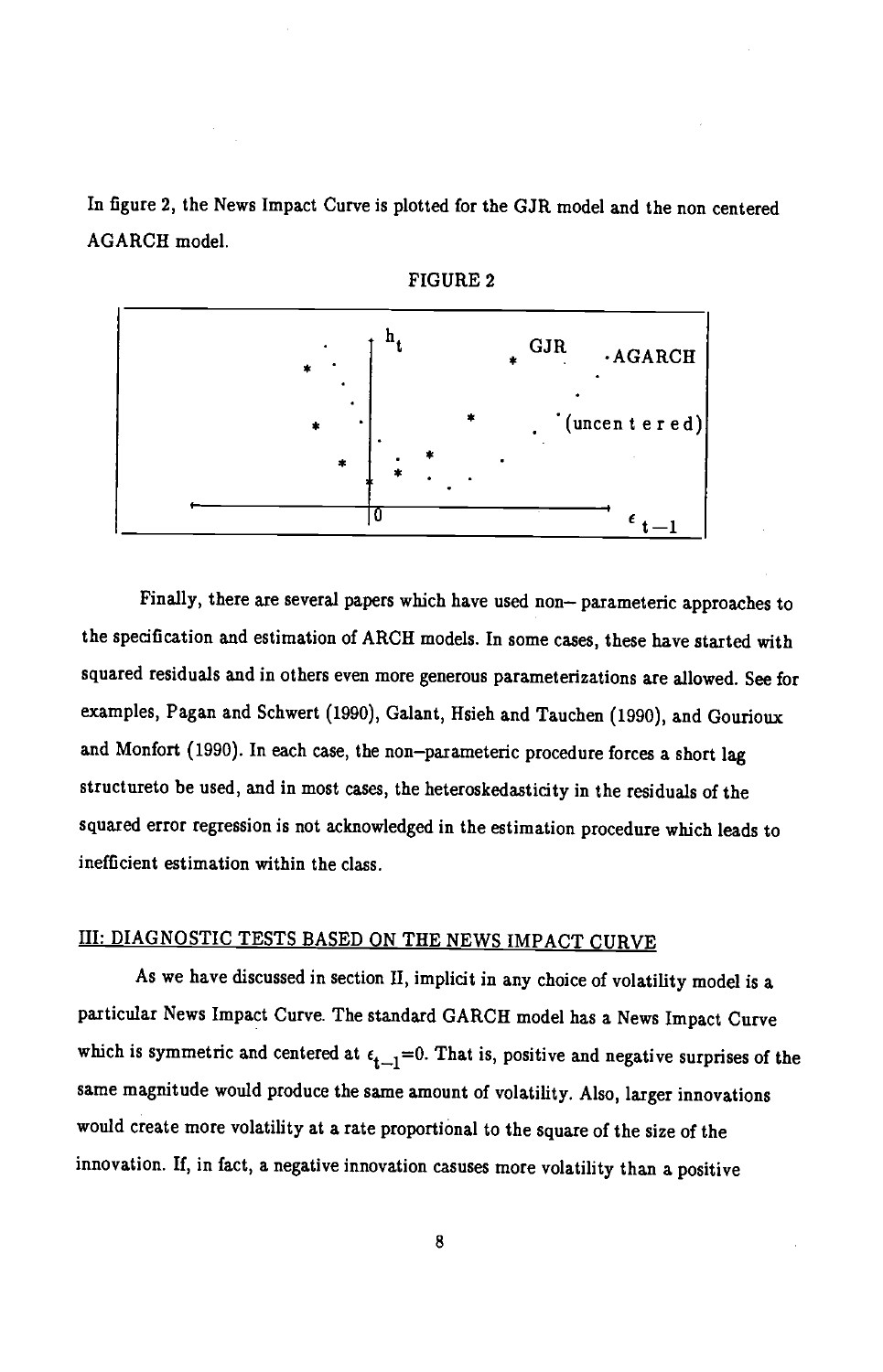In figure 2, the News Impact Curve is plotted for the GJR model and the non centered AGARCH model.

FIGURE 2

$h_t$ — * GJR — · AGARCH (uncentered)

$0$ — $\epsilon_{t-1}$

Finally, there are several papers which have used non– parameteric approaches to the specification and estimation of ARCH models. In some cases, these have started with squared residuals and in others even more generous parameterizations are allowed. See for examples, Pagan and Schwert (1990), Galant, Hsieh and Tauchen (1990), and Gourioux and Monfort (1990). In each case, the non–parameteric procedure forces a short lag structureto be used, and in most cases, the heteroskedasticity in the residuals of the squared error regression is not acknowledged in the estimation procedure which leads to inefficient estimation within the class.

## III: DIAGNOSTIC TESTS BASED ON THE NEWS IMPACT CURVE

As we have discussed in section II, implicit in any choice of volatility model is a particular News Impact Curve. The standard GARCH model has a News Impact Curve which is symmetric and centered at $\epsilon_{t-1}=0$. That is, positive and negative surprises of the same magnitude would produce the same amount of volatility. Also, larger innovations would create more volatility at a rate proportional to the square of the size of the innovation. If, in fact, a negative innovation casuses more volatility than a positive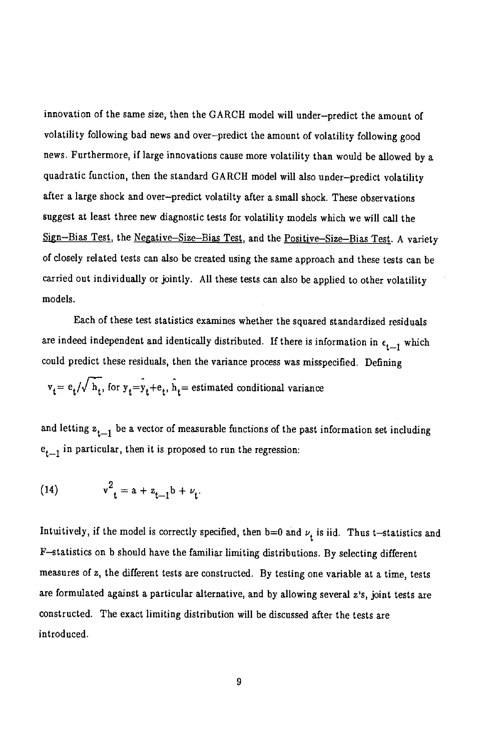innovation of the same size, then the GARCH model will under–predict the amount of volatility following bad news and over–predict the amount of volatility following good news. Furthermore, if large innovations cause more volatility than would be allowed by a quadratic function, then the standard GARCH model will also under–predict volatility after a large shock and over–predict volatilty after a small shock. These observations suggest at least three new diagnostic tests for volatility models which we will call the <u>Sign–Bias Test</u>, the <u>Negative–Size–Bias Test</u>, and the <u>Positive–Size–Bias Test</u>. A variety of closely related tests can also be created using the same approach and these tests can be carried out individually or jointly. All these tests can also be applied to other volatility models.

Each of these test statistics examines whether the squared standardized residuals are indeed independent and identically distributed. If there is information in $\epsilon_{t-1}$ which could predict these residuals, then the variance process was misspecified. Defining

$v_t = e_t/\sqrt{h_t}$, for $y_t = \hat{y}_t + e_t$, $\hat{h}_t$ = estimated conditional variance

and letting $z_{t-1}$ be a vector of measurable functions of the past information set including $e_{t-1}$ in particular, then it is proposed to run the regression:

$$v^2_t = a + z_{t-1}b + \nu_t. \tag{14}$$

Intuitively, if the model is correctly specified, then b=0 and $\nu_t$ is iid. Thus t–statistics and F–statistics on b should have the familiar limiting distributions. By selecting different measures of z, the different tests are constructed. By testing one variable at a time, tests are formulated against a particular alternative, and by allowing several z's, joint tests are constructed. The exact limiting distribution will be discussed after the tests are introduced.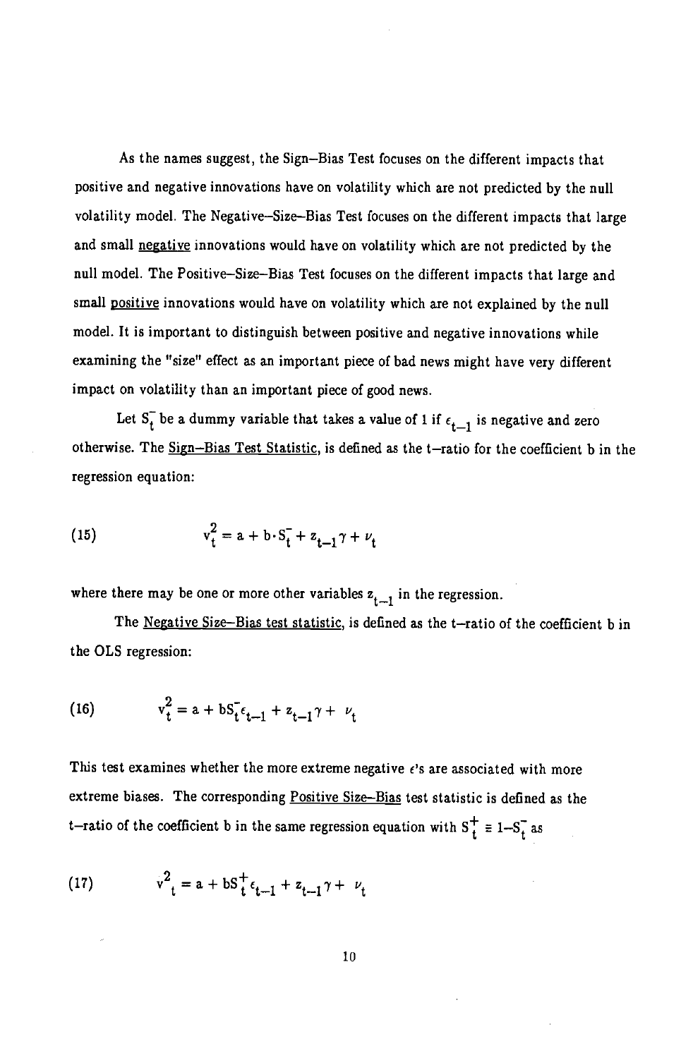As the names suggest, the Sign–Bias Test focuses on the different impacts that positive and negative innovations have on volatility which are not predicted by the null volatility model. The Negative–Size–Bias Test focuses on the different impacts that large and small <u>negative</u> innovations would have on volatility which are not predicted by the null model. The Positive–Size–Bias Test focuses on the different impacts that large and small <u>positive</u> innovations would have on volatility which are not explained by the null model. It is important to distinguish between positive and negative innovations while examining the "size" effect as an important piece of bad news might have very different impact on volatility than an important piece of good news.

Let $S_t^-$ be a dummy variable that takes a value of 1 if $\epsilon_{t-1}$ is negative and zero otherwise. The <u>Sign–Bias Test Statistic</u>, is defined as the t–ratio for the coefficient b in the regression equation:

$$
v_t^2 = a + b \cdot S_t^- + z_{t-1}\gamma + \nu_t \tag{15}
$$

where there may be one or more other variables $z_{t-1}$ in the regression.

The <u>Negative Size–Bias test statistic</u>, is defined as the t–ratio of the coefficient b in the OLS regression:

$$
v_t^2 = a + bS_t^-\epsilon_{t-1} + z_{t-1}\gamma + \nu_t \tag{16}
$$

This test examines whether the more extreme negative $\epsilon$'s are associated with more extreme biases. The corresponding <u>Positive Size–Bias</u> test statistic is defined as the t–ratio of the coefficient b in the same regression equation with $S_t^+ \equiv 1-S_t^-$ as

$$
v_t^2 = a + bS_t^+\epsilon_{t-1} + z_{t-1}\gamma + \nu_t \tag{17}
$$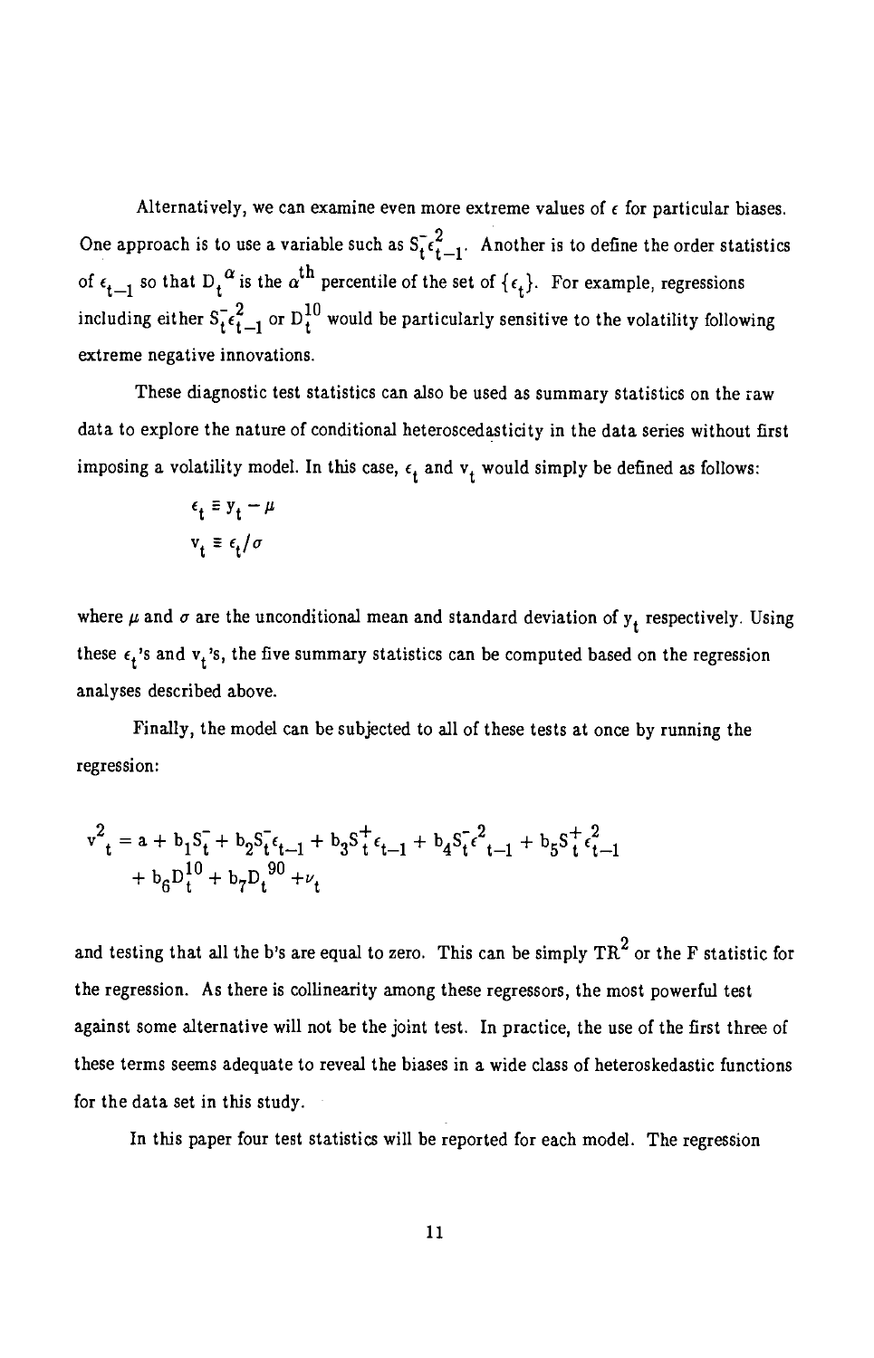Alternatively, we can examine even more extreme values of $\epsilon$ for particular biases. One approach is to use a variable such as $S_t^- \epsilon_{t-1}^2$. Another is to define the order statistics of $\epsilon_{t-1}$ so that $D_t^{\alpha}$ is the $\alpha^{th}$ percentile of the set of $\{\epsilon_t\}$. For example, regressions including either $S_t^- \epsilon_{t-1}^2$ or $D_t^{10}$ would be particularly sensitive to the volatility following extreme negative innovations.

These diagnostic test statistics can also be used as summary statistics on the raw data to explore the nature of conditional heteroscedasticity in the data series without first imposing a volatility model. In this case, $\epsilon_t$ and $v_t$ would simply be defined as follows:

$$\epsilon_t \equiv y_t - \mu$$
$$v_t \equiv \epsilon_t / \sigma$$

where $\mu$ and $\sigma$ are the unconditional mean and standard deviation of $y_t$ respectively. Using these $\epsilon_t$'s and $v_t$'s, the five summary statistics can be computed based on the regression analyses described above.

Finally, the model can be subjected to all of these tests at once by running the regression:

$$v_t^2 = a + b_1 S_t^- + b_2 S_t^- \epsilon_{t-1} + b_3 S_t^+ \epsilon_{t-1} + b_4 S_t^- \epsilon_{t-1}^2 + b_5 S_t^+ \epsilon_{t-1}^2 + b_6 D_t^{10} + b_7 D_t^{90} + \nu_t$$

and testing that all the b's are equal to zero. This can be simply $TR^2$ or the F statistic for the regression. As there is collinearity among these regressors, the most powerful test against some alternative will not be the joint test. In practice, the use of the first three of these terms seems adequate to reveal the biases in a wide class of heteroskedastic functions for the data set in this study.

In this paper four test statistics will be reported for each model. The regression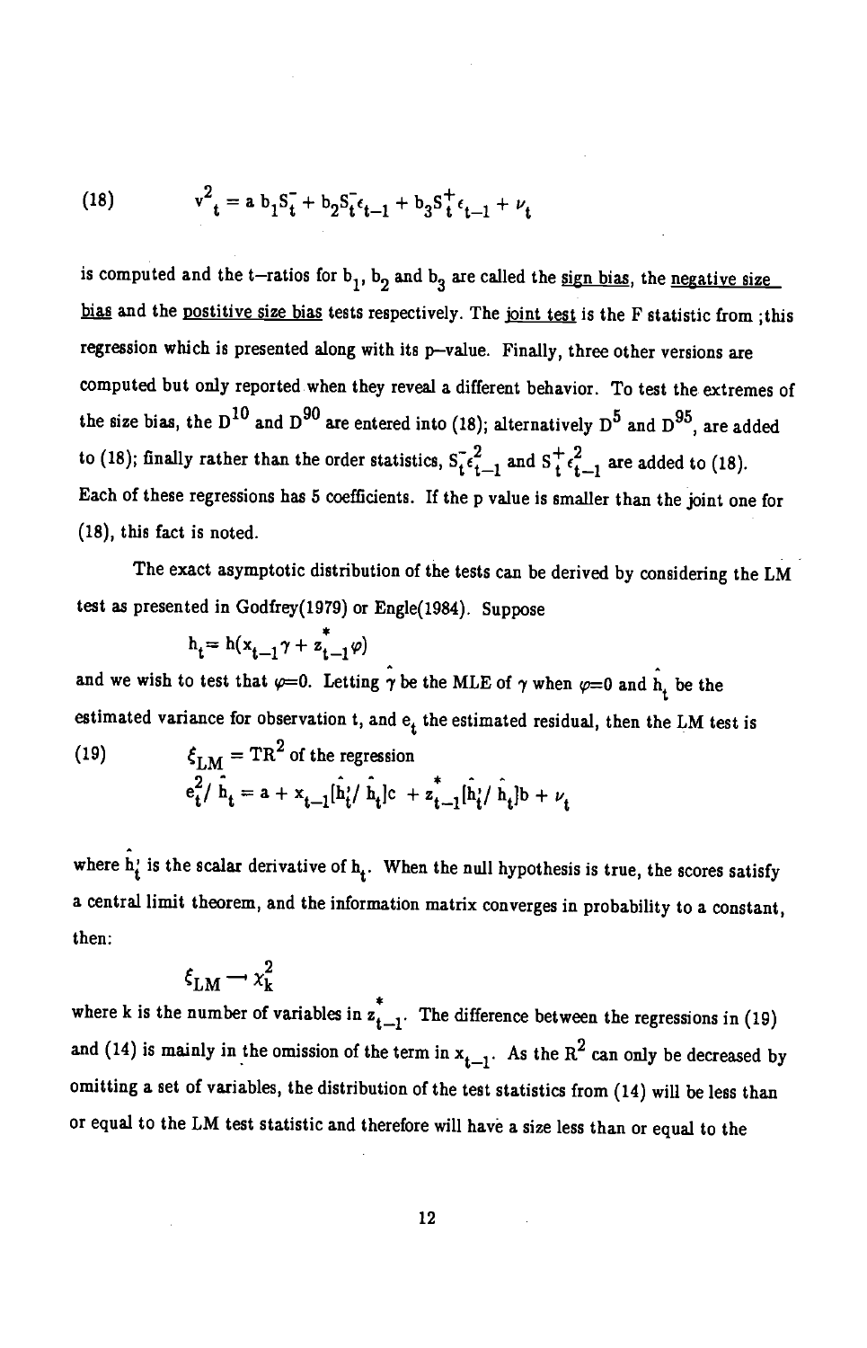$$\text{(18)} \qquad v_t^2 = a\, b_1 S_t^- + b_2 S_t^- \epsilon_{t-1} + b_3 S_t^+ \epsilon_{t-1} + \nu_t$$

is computed and the t–ratios for $b_1$, $b_2$ and $b_3$ are called the sign bias, the negative size bias and the postitive size bias tests respectively. The joint test is the F statistic from ;this regression which is presented along with its p–value. Finally, three other versions are computed but only reported when they reveal a different behavior. To test the extremes of the size bias, the $D^{10}$ and $D^{90}$ are entered into (18); alternatively $D^5$ and $D^{95}$, are added to (18); finally rather than the order statistics, $S_t^- \epsilon_{t-1}^2$ and $S_t^+ \epsilon_{t-1}^2$ are added to (18). Each of these regressions has 5 coefficients. If the p value is smaller than the joint one for (18), this fact is noted.

The exact asymptotic distribution of the tests can be derived by considering the LM test as presented in Godfrey(1979) or Engle(1984). Suppose

$$h_t = h(x_{t-1}\gamma + z_{t-1}^* \varphi)$$

and we wish to test that $\varphi=0$. Letting $\hat{\gamma}$ be the MLE of $\gamma$ when $\varphi=0$ and $\hat{h}_t$ be the estimated variance for observation t, and $e_t$ the estimated residual, then the LM test is

$$\text{(19)} \qquad \xi_{LM} = TR^2 \text{ of the regression}$$

$$e_t^2/\hat{h}_t = a + x_{t-1}[\hat{h}_t'/\hat{h}_t]c + z_{t-1}^*[\hat{h}_t'/\hat{h}_t]b + \nu_t$$

where $\hat{h}_t'$ is the scalar derivative of $h_t$. When the null hypothesis is true, the scores satisfy a central limit theorem, and the information matrix converges in probability to a constant, then:

$$\xi_{LM} \rightarrow \chi_k^2$$

where k is the number of variables in $z_{t-1}^*$. The difference between the regressions in (19) and (14) is mainly in the omission of the term in $x_{t-1}$. As the $R^2$ can only be decreased by omitting a set of variables, the distribution of the test statistics from (14) will be less than or equal to the LM test statistic and therefore will have a size less than or equal to the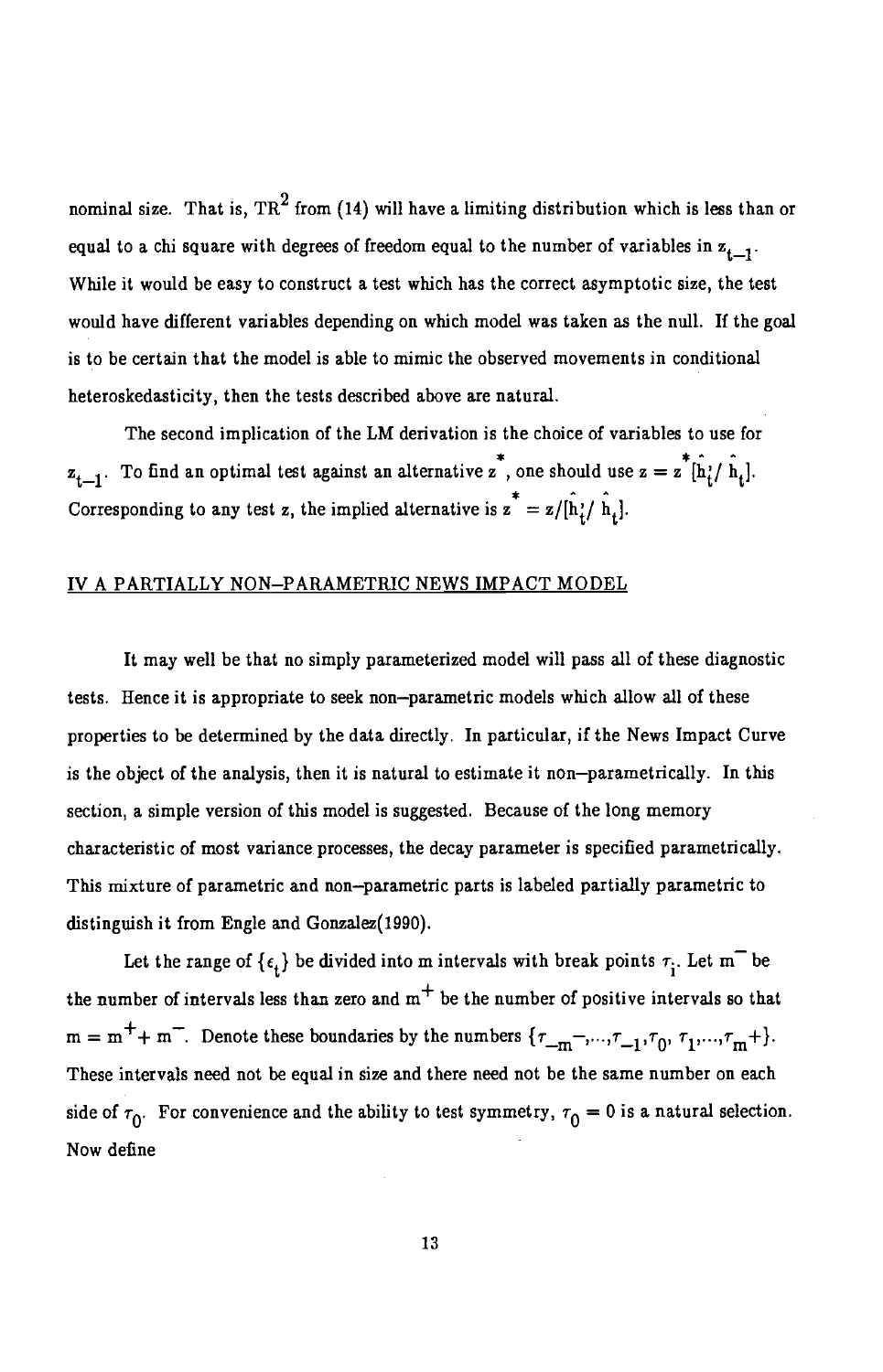nominal size. That is, $TR^2$ from (14) will have a limiting distribution which is less than or equal to a chi square with degrees of freedom equal to the number of variables in $z_{t-1}$. While it would be easy to construct a test which has the correct asymptotic size, the test would have different variables depending on which model was taken as the null. If the goal is to be certain that the model is able to mimic the observed movements in conditional heteroskedasticity, then the tests described above are natural.

The second implication of the LM derivation is the choice of variables to use for $z_{t-1}$. To find an optimal test against an alternative $z^*$, one should use $z = z^*[\hat{h}_t'/\hat{h}_t]$. Corresponding to any test z, the implied alternative is $z^* = z/[\hat{h}_t'/\hat{h}_t]$.

## IV A PARTIALLY NON–PARAMETRIC NEWS IMPACT MODEL

It may well be that no simply parameterized model will pass all of these diagnostic tests. Hence it is appropriate to seek non–parametric models which allow all of these properties to be determined by the data directly. In particular, if the News Impact Curve is the object of the analysis, then it is natural to estimate it non–parametrically. In this section, a simple version of this model is suggested. Because of the long memory characteristic of most variance processes, the decay parameter is specified parametrically. This mixture of parametric and non–parametric parts is labeled partially parametric to distinguish it from Engle and Gonzalez(1990).

Let the range of $\{\epsilon_t\}$ be divided into m intervals with break points $\tau_i$. Let $m^-$ be the number of intervals less than zero and $m^+$ be the number of positive intervals so that $m = m^+ + m^-$. Denote these boundaries by the numbers $\{\tau_{-m^-},\ldots,\tau_{-1},\tau_0,\tau_1,\ldots,\tau_{m^+}\}$. These intervals need not be equal in size and there need not be the same number on each side of $\tau_0$. For convenience and the ability to test symmetry, $\tau_0 = 0$ is a natural selection. Now define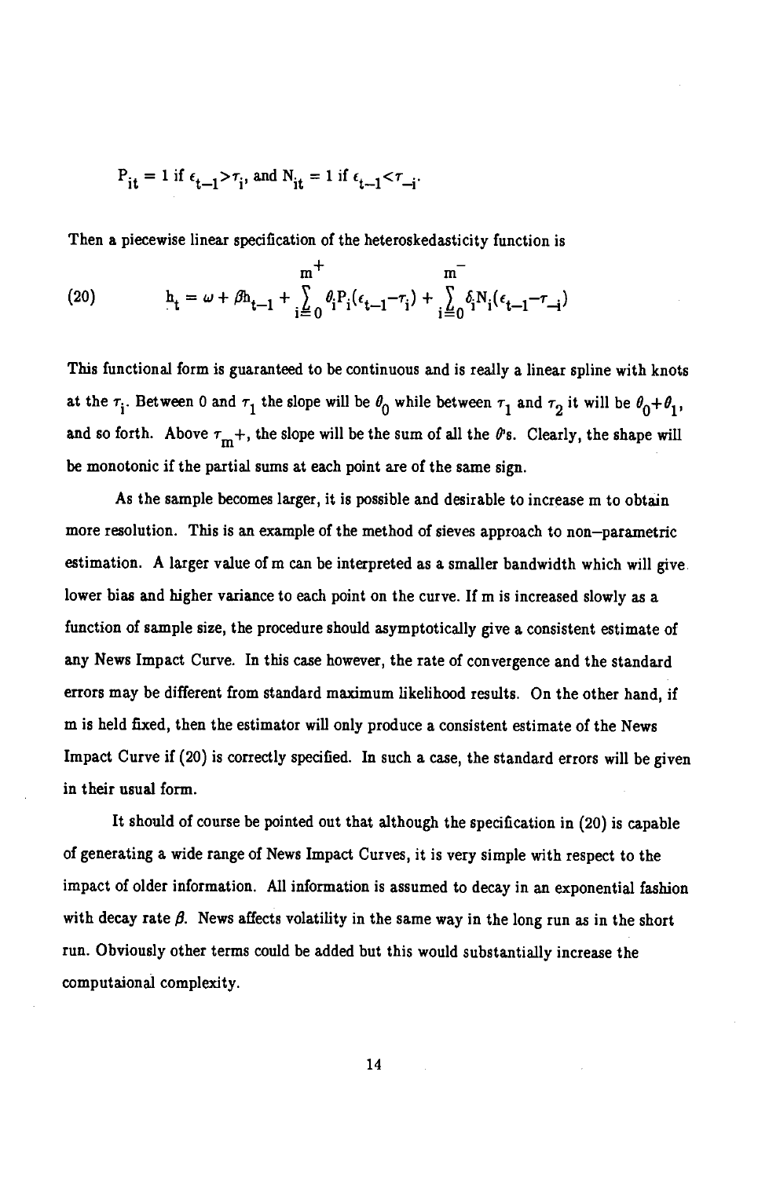$P_{it} = 1$ if $\epsilon_{t-1} > \tau_i$, and $N_{it} = 1$ if $\epsilon_{t-1} < \tau_{-i}$.

Then a piecewise linear specification of the heteroskedasticity function is

$$h_t = \omega + \beta h_{t-1} + \sum_{i=0}^{m^+} \theta_i P_i(\epsilon_{t-1} - \tau_i) + \sum_{i=0}^{m^-} \delta_i N_i(\epsilon_{t-1} - \tau_{-i}) \tag{20}$$

This functional form is guaranteed to be continuous and is really a linear spline with knots at the $\tau_i$. Between 0 and $\tau_1$ the slope will be $\theta_0$ while between $\tau_1$ and $\tau_2$ it will be $\theta_0 + \theta_1$, and so forth. Above $\tau_{m^+}$, the slope will be the sum of all the $\theta$'s. Clearly, the shape will be monotonic if the partial sums at each point are of the same sign.

As the sample becomes larger, it is possible and desirable to increase m to obtain more resolution. This is an example of the method of sieves approach to non–parametric estimation. A larger value of m can be interpreted as a smaller bandwidth which will give lower bias and higher variance to each point on the curve. If m is increased slowly as a function of sample size, the procedure should asymptotically give a consistent estimate of any News Impact Curve. In this case however, the rate of convergence and the standard errors may be different from standard maximum likelihood results. On the other hand, if m is held fixed, then the estimator will only produce a consistent estimate of the News Impact Curve if (20) is correctly specified. In such a case, the standard errors will be given in their usual form.

It should of course be pointed out that although the specification in (20) is capable of generating a wide range of News Impact Curves, it is very simple with respect to the impact of older information. All information is assumed to decay in an exponential fashion with decay rate $\beta$. News affects volatility in the same way in the long run as in the short run. Obviously other terms could be added but this would substantially increase the computaional complexity.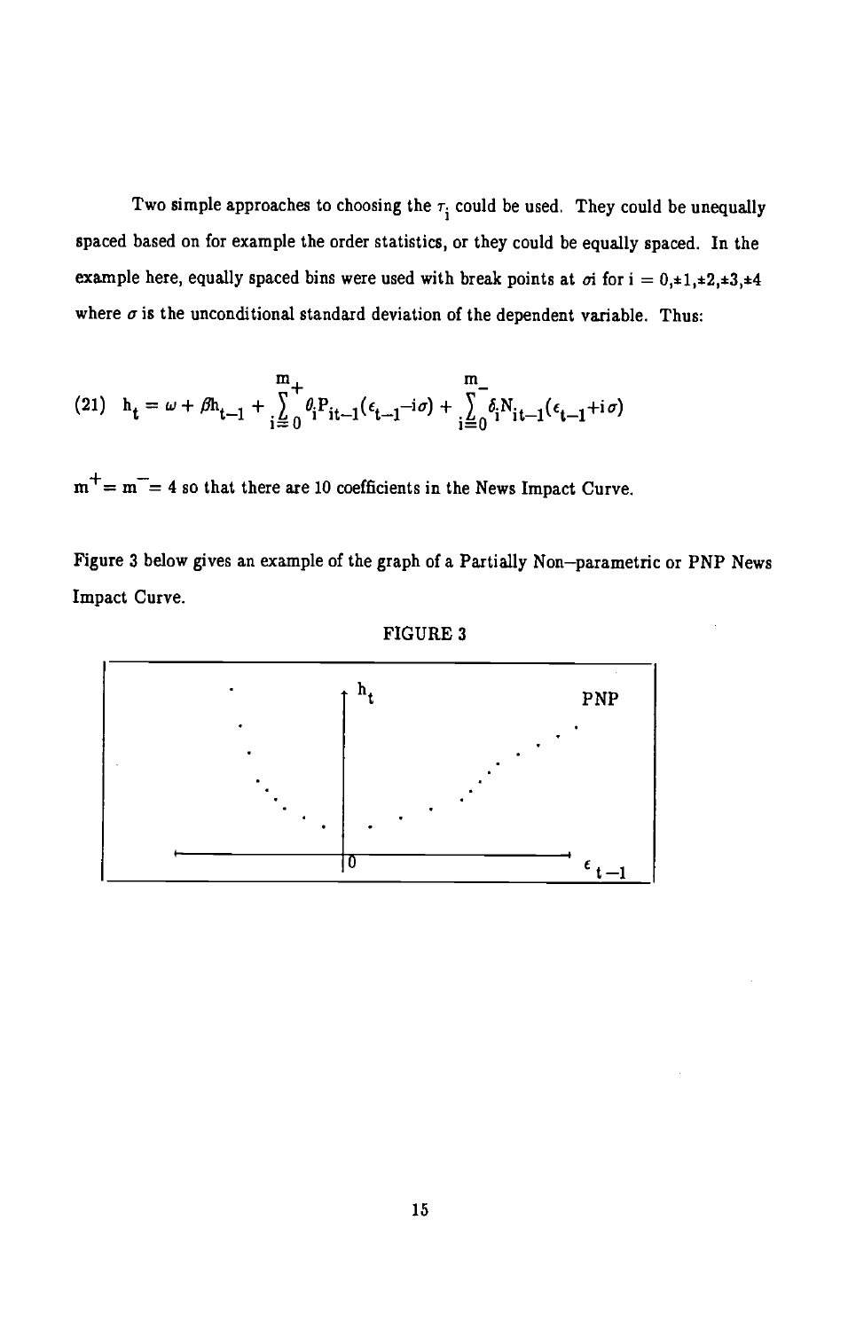Two simple approaches to choosing the $\tau_i$ could be used. They could be unequally spaced based on for example the order statistics, or they could be equally spaced. In the example here, equally spaced bins were used with break points at $\sigma i$ for $i = 0,\pm1,\pm2,\pm3,\pm4$ where $\sigma$ is the unconditional standard deviation of the dependent variable. Thus:

$$(21)\quad h_t = \omega + \beta h_{t-1} + \sum_{i=0}^{m_+} \theta_i P_{it-1}(\epsilon_{t-1} - i\sigma) + \sum_{i=0}^{m_-} \delta_i N_{it-1}(\epsilon_{t-1} + i\sigma)$$

$m^+ = m^- = 4$ so that there are 10 coefficients in the News Impact Curve.

Figure 3 below gives an example of the graph of a Partially Non–parametric or PNP News Impact Curve.

FIGURE 3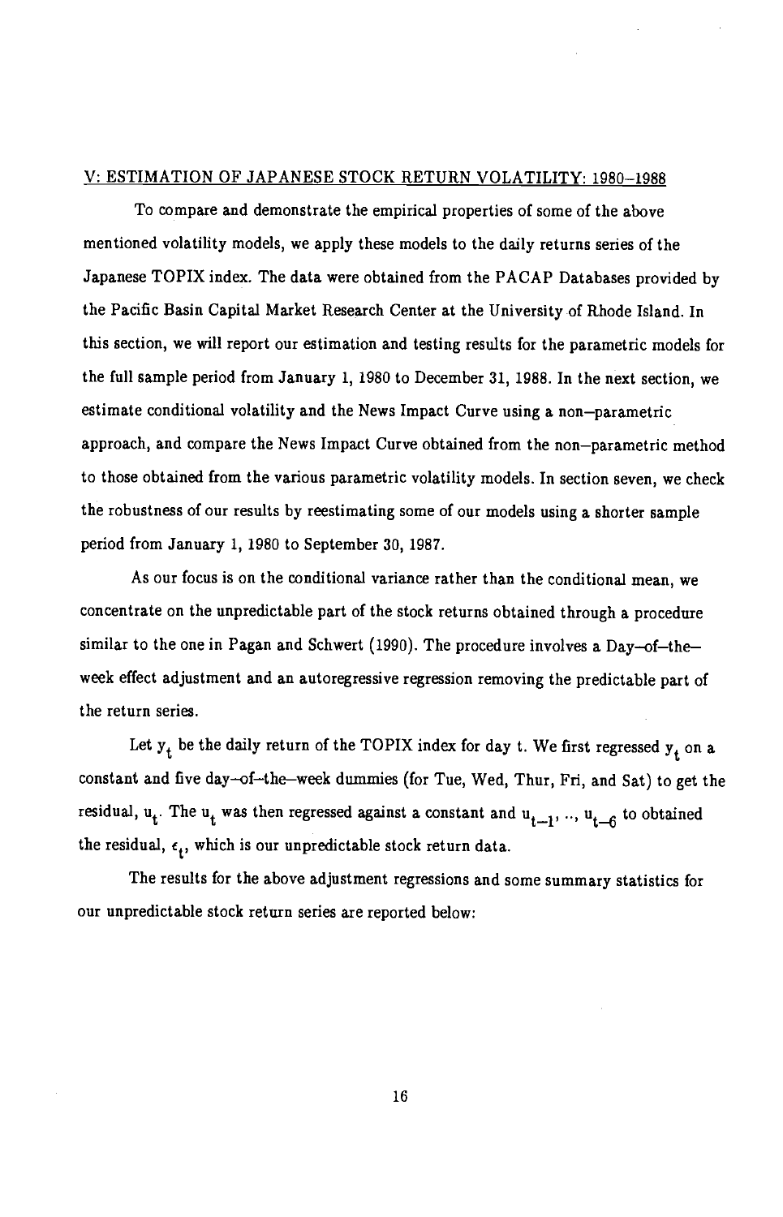## V: ESTIMATION OF JAPANESE STOCK RETURN VOLATILITY: 1980–1988

To compare and demonstrate the empirical properties of some of the above mentioned volatility models, we apply these models to the daily returns series of the Japanese TOPIX index. The data were obtained from the PACAP Databases provided by the Pacific Basin Capital Market Research Center at the University of Rhode Island. In this section, we will report our estimation and testing results for the parametric models for the full sample period from January 1, 1980 to December 31, 1988. In the next section, we estimate conditional volatility and the News Impact Curve using a non–parametric approach, and compare the News Impact Curve obtained from the non–parametric method to those obtained from the various parametric volatility models. In section seven, we check the robustness of our results by reestimating some of our models using a shorter sample period from January 1, 1980 to September 30, 1987.

As our focus is on the conditional variance rather than the conditional mean, we concentrate on the unpredictable part of the stock returns obtained through a procedure similar to the one in Pagan and Schwert (1990). The procedure involves a Day–of–the–week effect adjustment and an autoregressive regression removing the predictable part of the return series.

Let $y_t$ be the daily return of the TOPIX index for day t. We first regressed $y_t$ on a constant and five day–of–the–week dummies (for Tue, Wed, Thur, Fri, and Sat) to get the residual, $u_t$. The $u_t$ was then regressed against a constant and $u_{t-1}, .., u_{t-6}$ to obtained the residual, $\epsilon_t$, which is our unpredictable stock return data.

The results for the above adjustment regressions and some summary statistics for our unpredictable stock return series are reported below: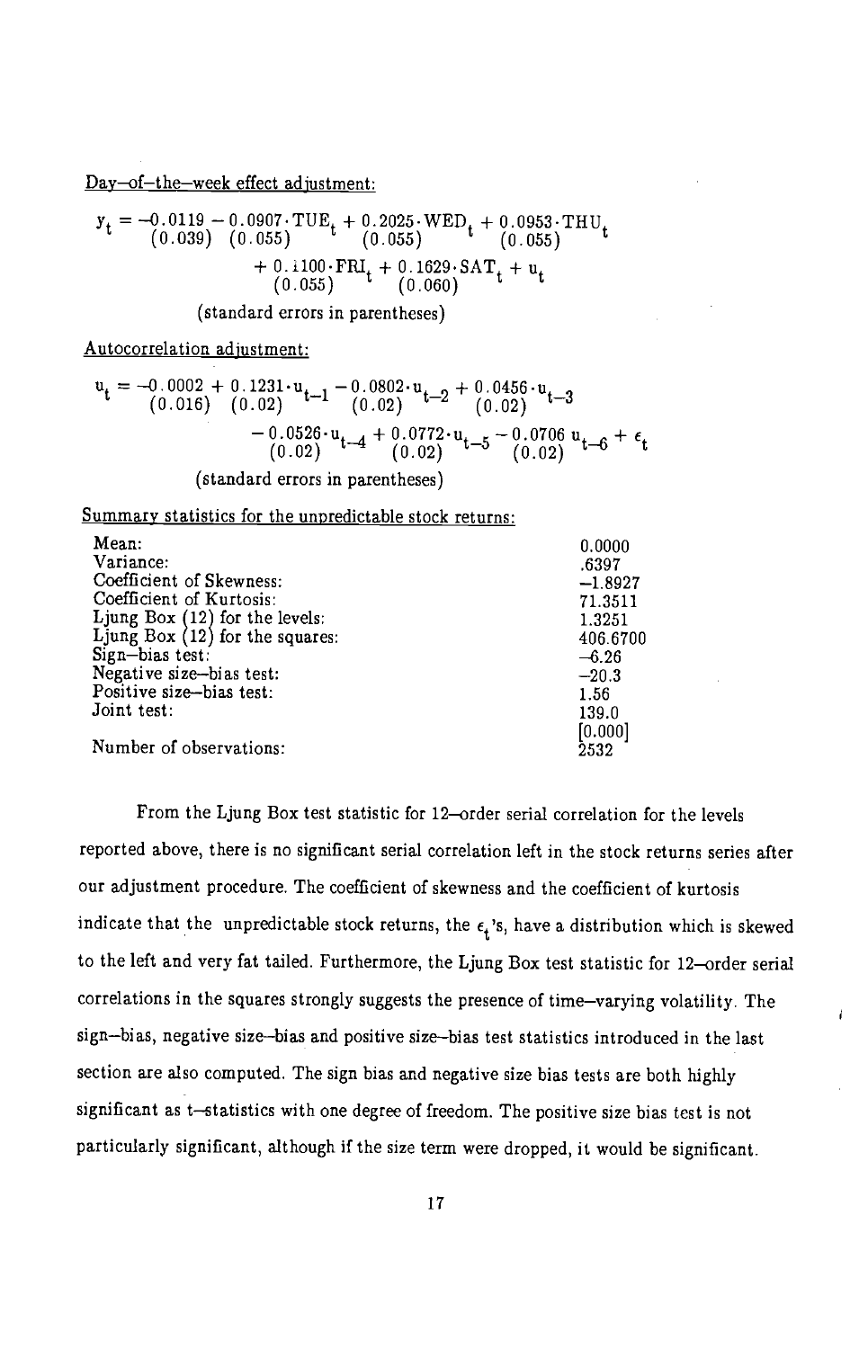Day–of–the–week effect adjustment:

$$
\underset{(0.039)}{y_t = -0.0119} - \underset{(0.055)}{0.0907}\cdot \text{TUE}_t + \underset{(0.055)}{0.2025}\cdot \text{WED}_t + \underset{(0.055)}{0.0953}\cdot \text{THU}_t + \underset{(0.055)}{0.1100}\cdot \text{FRI}_t + \underset{(0.060)}{0.1629}\cdot \text{SAT}_t + u_t
$$

(standard errors in parentheses)

Autocorrelation adjustment:

$$
u_t = \underset{(0.016)}{-0.0002} + \underset{(0.02)}{0.1231}\cdot u_{t-1} - \underset{(0.02)}{0.0802}\cdot u_{t-2} + \underset{(0.02)}{0.0456}\cdot u_{t-3} - \underset{(0.02)}{0.0526}\cdot u_{t-4} + \underset{(0.02)}{0.0772}\cdot u_{t-5} - \underset{(0.02)}{0.0706}\, u_{t-6} + \epsilon_t
$$

(standard errors in parentheses)

Summary statistics for the unpredictable stock returns:

| | |
|---|---|
| Mean: | 0.0000 |
| Variance: | .6397 |
| Coefficient of Skewness: | −1.8927 |
| Coefficient of Kurtosis: | 71.3511 |
| Ljung Box (12) for the levels: | 1.3251 |
| Ljung Box (12) for the squares: | 406.6700 |
| Sign–bias test: | −6.26 |
| Negative size–bias test: | −20.3 |
| Positive size–bias test: | 1.56 |
| Joint test: | 139.0 [0.000] |
| Number of observations: | 2532 |

From the Ljung Box test statistic for 12–order serial correlation for the levels reported above, there is no significant serial correlation left in the stock returns series after our adjustment procedure. The coefficient of skewness and the coefficient of kurtosis indicate that the unpredictable stock returns, the $\epsilon_t$'s, have a distribution which is skewed to the left and very fat tailed. Furthermore, the Ljung Box test statistic for 12–order serial correlations in the squares strongly suggests the presence of time–varying volatility. The sign–bias, negative size–bias and positive size–bias test statistics introduced in the last section are also computed. The sign bias and negative size bias tests are both highly significant as t–statistics with one degree of freedom. The positive size bias test is not particularly significant, although if the size term were dropped, it would be significant.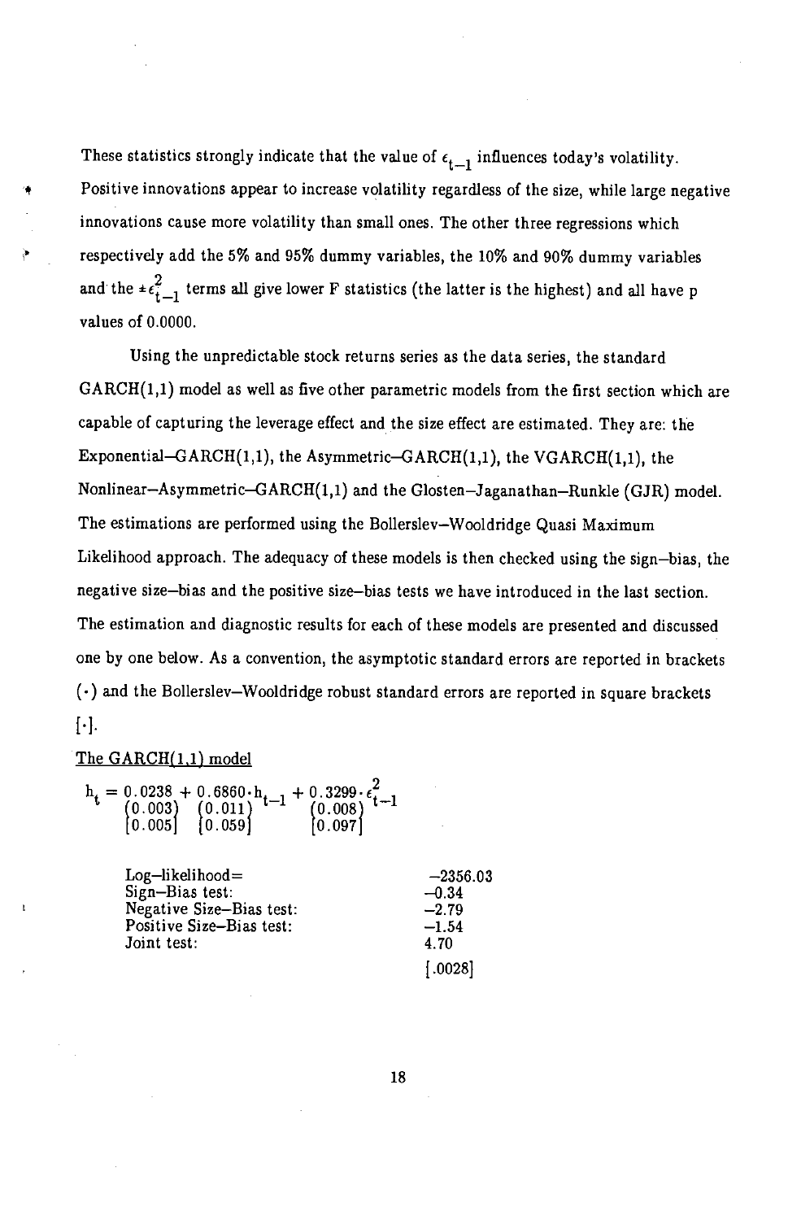These statistics strongly indicate that the value of $\epsilon_{t-1}$ influences today's volatility. Positive innovations appear to increase volatility regardless of the size, while large negative innovations cause more volatility than small ones. The other three regressions which respectively add the 5% and 95% dummy variables, the 10% and 90% dummy variables and the $\pm\epsilon_{t-1}^2$ terms all give lower F statistics (the latter is the highest) and all have p values of 0.0000.

Using the unpredictable stock returns series as the data series, the standard GARCH(1,1) model as well as five other parametric models from the first section which are capable of capturing the leverage effect and the size effect are estimated. They are: the Exponential–GARCH(1,1), the Asymmetric–GARCH(1,1), the VGARCH(1,1), the Nonlinear–Asymmetric–GARCH(1,1) and the Glosten–Jaganathan–Runkle (GJR) model. The estimations are performed using the Bollerslev–Wooldridge Quasi Maximum Likelihood approach. The adequacy of these models is then checked using the sign–bias, the negative size–bias and the positive size–bias tests we have introduced in the last section. The estimation and diagnostic results for each of these models are presented and discussed one by one below. As a convention, the asymptotic standard errors are reported in brackets (·) and the Bollerslev–Wooldridge robust standard errors are reported in square brackets [·].

The GARCH(1,1) model

$$h_t = \underset{\substack{(0.003)\\[0.005]}}{0.0238} + \underset{\substack{(0.011)\\[0.059]}}{0.6860}\cdot h_{t-1} + \underset{\substack{(0.008)\\[0.097]}}{0.3299}\cdot \epsilon_{t-1}^2$$

| | |
|---|---|
| Log–likelihood= | –2356.03 |
| Sign–Bias test: | –0.34 |
| Negative Size–Bias test: | –2.79 |
| Positive Size–Bias test: | –1.54 |
| Joint test: | 4.70 |
| | [.0028] |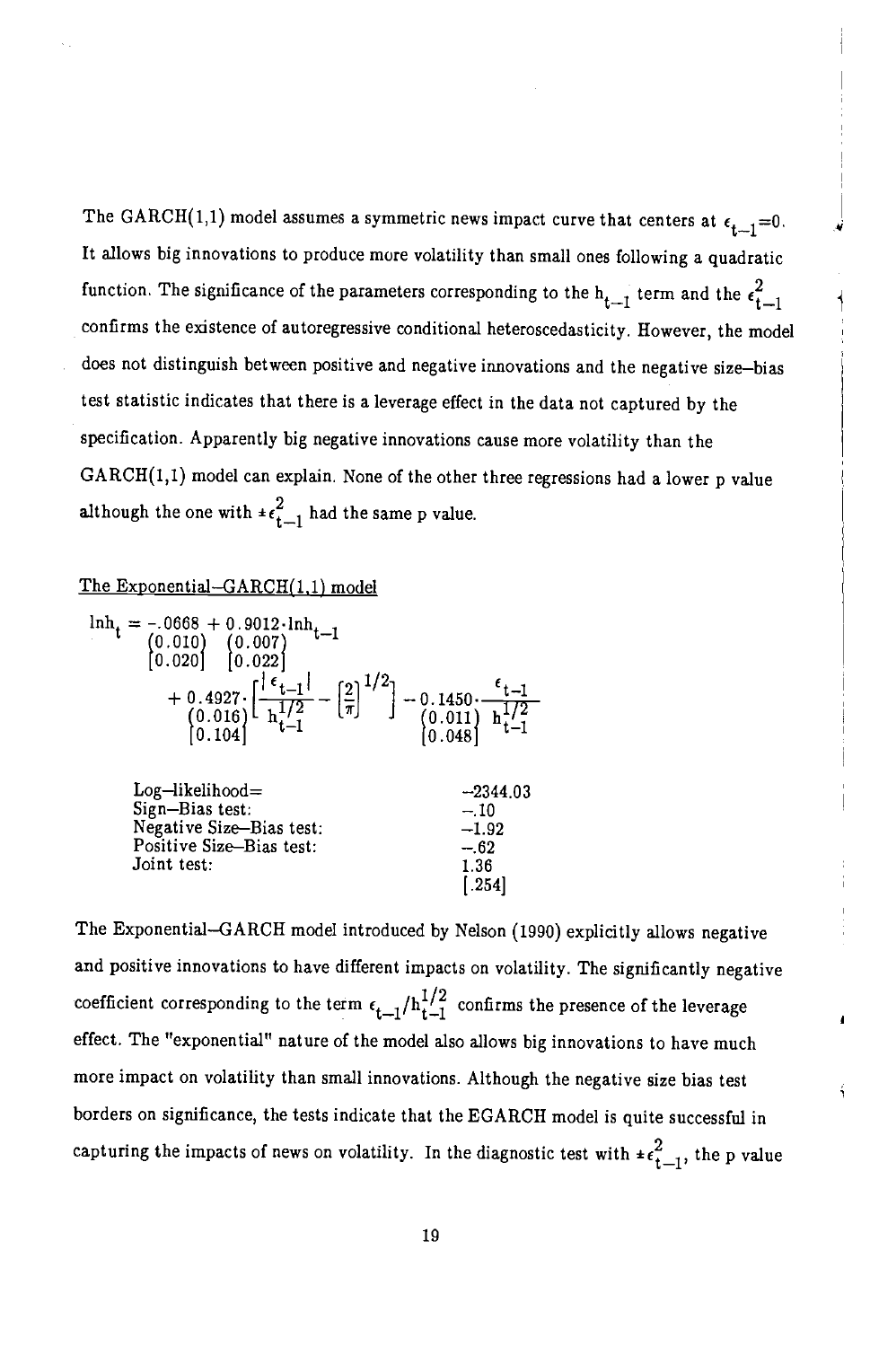The GARCH(1,1) model assumes a symmetric news impact curve that centers at $\epsilon_{t-1}=0$. It allows big innovations to produce more volatility than small ones following a quadratic function. The significance of the parameters corresponding to the $h_{t-1}$ term and the $\epsilon_{t-1}^2$ confirms the existence of autoregressive conditional heteroscedasticity. However, the model does not distinguish between positive and negative innovations and the negative size–bias test statistic indicates that there is a leverage effect in the data not captured by the specification. Apparently big negative innovations cause more volatility than the GARCH(1,1) model can explain. None of the other three regressions had a lower p value although the one with $\pm\epsilon_{t-1}^2$ had the same p value.

The Exponential–GARCH(1,1) model

$$
\begin{aligned}
\ln h_t = &\underset{\substack{(0.010)\\ [0.020]}}{-.0668} + \underset{\substack{(0.007)\\ [0.022]}}{0.9012}\cdot \ln h_{t-1} \\
&+ \underset{\substack{(0.016)\\ [0.104]}}{0.4927}\cdot\left[\frac{|\epsilon_{t-1}|}{h_{t-1}^{1/2}} - \left[\frac{2}{\pi}\right]^{1/2}\right] - \underset{\substack{(0.011)\\ [0.048]}}{0.1450}\cdot\frac{\epsilon_{t-1}}{h_{t-1}^{1/2}}
\end{aligned}
$$

| | |
|---|---|
| Log–likelihood= | –2344.03 |
| Sign–Bias test: | –.10 |
| Negative Size–Bias test: | –1.92 |
| Positive Size–Bias test: | –.62 |
| Joint test: | 1.36 [.254] |

The Exponential–GARCH model introduced by Nelson (1990) explicitly allows negative and positive innovations to have different impacts on volatility. The significantly negative coefficient corresponding to the term $\epsilon_{t-1}/h_{t-1}^{1/2}$ confirms the presence of the leverage effect. The "exponential" nature of the model also allows big innovations to have much more impact on volatility than small innovations. Although the negative size bias test borders on significance, the tests indicate that the EGARCH model is quite successful in capturing the impacts of news on volatility. In the diagnostic test with $\pm\epsilon_{t-1}^2$, the p value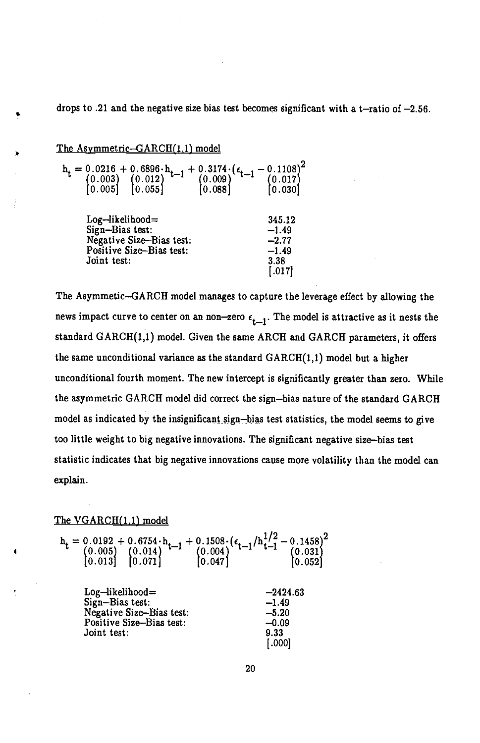drops to .21 and the negative size bias test becomes significant with a t–ratio of –2.56.

The Asymmetric–GARCH(1,1) model

$$h_t = \underset{\substack{(0.003) \\ [0.005]}}{0.0216} + \underset{\substack{(0.012) \\ [0.055]}}{0.6896} \cdot h_{t-1} + \underset{\substack{(0.009) \\ [0.088]}}{0.3174} \cdot (\epsilon_{t-1} - \underset{\substack{(0.017) \\ [0.030]}}{0.1108})^2$$

| | |
|---|---|
| Log–likelihood= | 345.12 |
| Sign–Bias test: | –1.49 |
| Negative Size–Bias test: | –2.77 |
| Positive Size–Bias test: | –1.49 |
| Joint test: | 3.38 [.017] |

The Asymmetic–GARCH model manages to capture the leverage effect by allowing the news impact curve to center on an non–zero $\epsilon_{t-1}$. The model is attractive as it nests the standard GARCH(1,1) model. Given the same ARCH and GARCH parameters, it offers the same unconditional variance as the standard GARCH(1,1) model but a higher unconditional fourth moment. The new intercept is significantly greater than zero. While the asymmetric GARCH model did correct the sign–bias nature of the standard GARCH model as indicated by the insignificant sign–bias test statistics, the model seems to give too little weight to big negative innovations. The significant negative size–bias test statistic indicates that big negative innovations cause more volatility than the model can explain.

The VGARCH(1,1) model

$$h_t = \underset{\substack{(0.005) \\ [0.013]}}{0.0192} + \underset{\substack{(0.014) \\ [0.071]}}{0.6754} \cdot h_{t-1} + \underset{\substack{(0.004) \\ [0.047]}}{0.1508} \cdot (\epsilon_{t-1}/h_{t-1}^{1/2} - \underset{\substack{(0.031) \\ [0.052]}}{0.1458})^2$$

| | |
|---|---|
| Log–likelihood= | –2424.63 |
| Sign–Bias test: | –1.49 |
| Negative Size–Bias test: | –5.20 |
| Positive Size–Bias test: | –0.09 |
| Joint test: | 9.33 [.000] |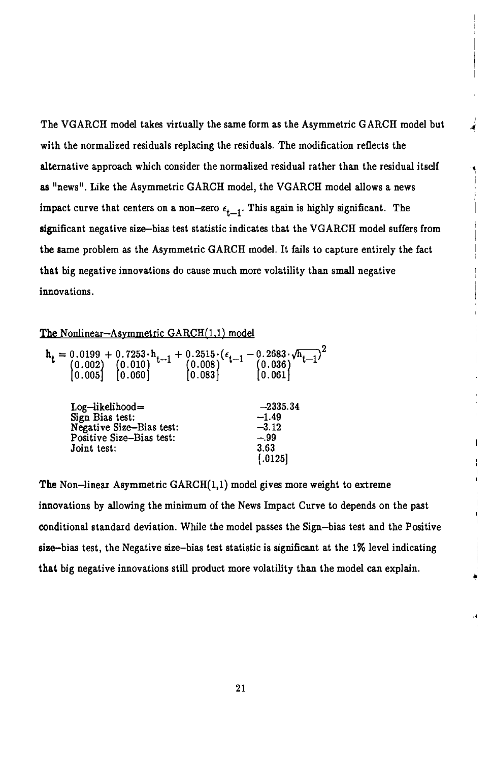The VGARCH model takes virtually the same form as the Asymmetric GARCH model but with the normalized residuals replacing the residuals. The modification reflects the alternative approach which consider the normalized residual rather than the residual itself as "news". Like the Asymmetric GARCH model, the VGARCH model allows a news impact curve that centers on a non–zero $\epsilon_{t-1}$. This again is highly significant. The significant negative size–bias test statistic indicates that the VGARCH model suffers from the same problem as the Asymmetric GARCH model. It fails to capture entirely the fact that big negative innovations do cause much more volatility than small negative innovations.

The Nonlinear–Asymmetric GARCH(1,1) model

$$h_t = \underset{\substack{(0.002)\\ [0.005]}}{0.0199} + \underset{\substack{(0.010)\\ [0.060]}}{0.7253}\cdot h_{t-1} + \underset{\substack{(0.008)\\ [0.083]}}{0.2515}\cdot(\epsilon_{t-1} - \underset{\substack{(0.036)\\ [0.061]}}{0.2683}\cdot\sqrt{h_{t-1}})^2$$

| | |
|---|---|
| Log–likelihood= | –2335.34 |
| Sign Bias test: | –1.49 |
| Negative Size–Bias test: | –3.12 |
| Positive Size–Bias test: | –.99 |
| Joint test: | 3.63 [.0125] |

The Non–linear Asymmetric GARCH(1,1) model gives more weight to extreme innovations by allowing the minimum of the News Impact Curve to depends on the past conditional standard deviation. While the model passes the Sign–bias test and the Positive size–bias test, the Negative size–bias test statistic is significant at the 1% level indicating that big negative innovations still product more volatility than the model can explain.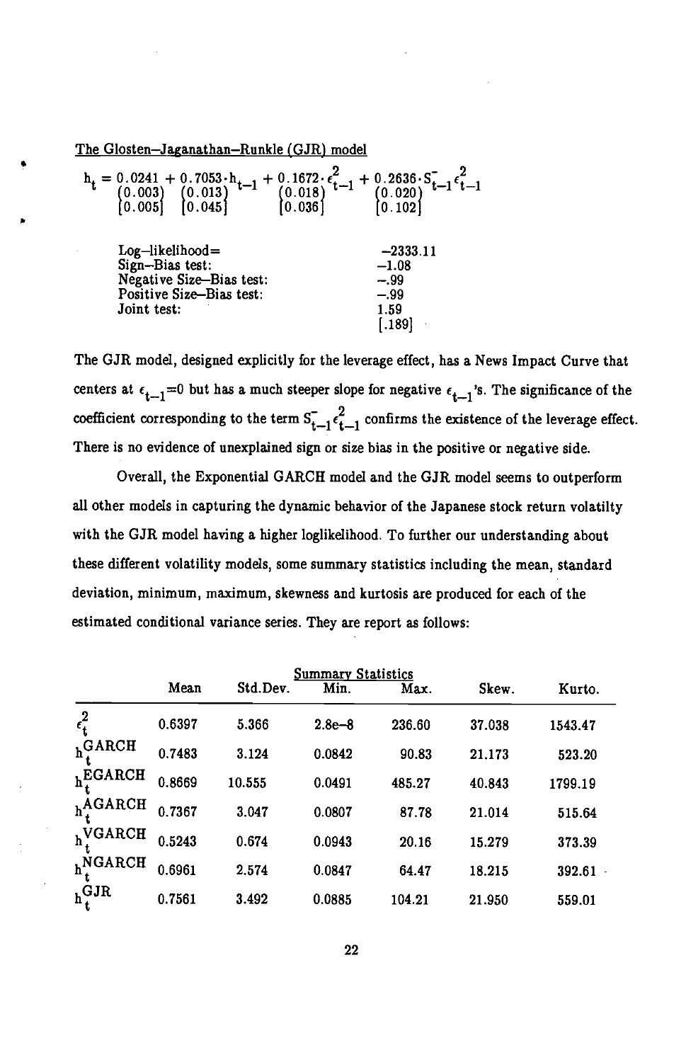The Glosten–Jaganathan–Runkle (GJR) model

$$h_t = \underset{\substack{(0.003)\\[0.005]}}{0.0241} + \underset{\substack{(0.013)\\[0.045]}}{0.7053} \cdot h_{t-1} + \underset{\substack{(0.018)\\[0.036]}}{0.1672} \cdot \epsilon_{t-1}^2 + \underset{\substack{(0.020)\\[0.102]}}{0.2636} \cdot S_{t-1}^- \epsilon_{t-1}^2$$

| | |
|---|---|
| Log–likelihood= | –2333.11 |
| Sign–Bias test: | –1.08 |
| Negative Size–Bias test: | –.99 |
| Positive Size–Bias test: | –.99 |
| Joint test: | 1.59 |
| | [.189] |

The GJR model, designed explicitly for the leverage effect, has a News Impact Curve that centers at $\epsilon_{t-1}=0$ but has a much steeper slope for negative $\epsilon_{t-1}$'s. The significance of the coefficient corresponding to the term $S_{t-1}^- \epsilon_{t-1}^2$ confirms the existence of the leverage effect. There is no evidence of unexplained sign or size bias in the positive or negative side.

Overall, the Exponential GARCH model and the GJR model seems to outperform all other models in capturing the dynamic behavior of the Japanese stock return volatilty with the GJR model having a higher loglikelihood. To further our understanding about these different volatility models, some summary statistics including the mean, standard deviation, minimum, maximum, skewness and kurtosis are produced for each of the estimated conditional variance series. They are report as follows:

Summary Statistics

| | Mean | Std.Dev. | Min. | Max. | Skew. | Kurto. |
|---|---|---|---|---|---|---|
| $\epsilon_t^2$ | 0.6397 | 5.366 | 2.8e–8 | 236.60 | 37.038 | 1543.47 |
| $h_t^{GARCH}$ | 0.7483 | 3.124 | 0.0842 | 90.83 | 21.173 | 523.20 |
| $h_t^{EGARCH}$ | 0.8669 | 10.555 | 0.0491 | 485.27 | 40.843 | 1799.19 |
| $h_t^{AGARCH}$ | 0.7367 | 3.047 | 0.0807 | 87.78 | 21.014 | 515.64 |
| $h_t^{VGARCH}$ | 0.5243 | 0.674 | 0.0943 | 20.16 | 15.279 | 373.39 |
| $h_t^{NGARCH}$ | 0.6961 | 2.574 | 0.0847 | 64.47 | 18.215 | 392.61 |
| $h_t^{GJR}$ | 0.7561 | 3.492 | 0.0885 | 104.21 | 21.950 | 559.01 |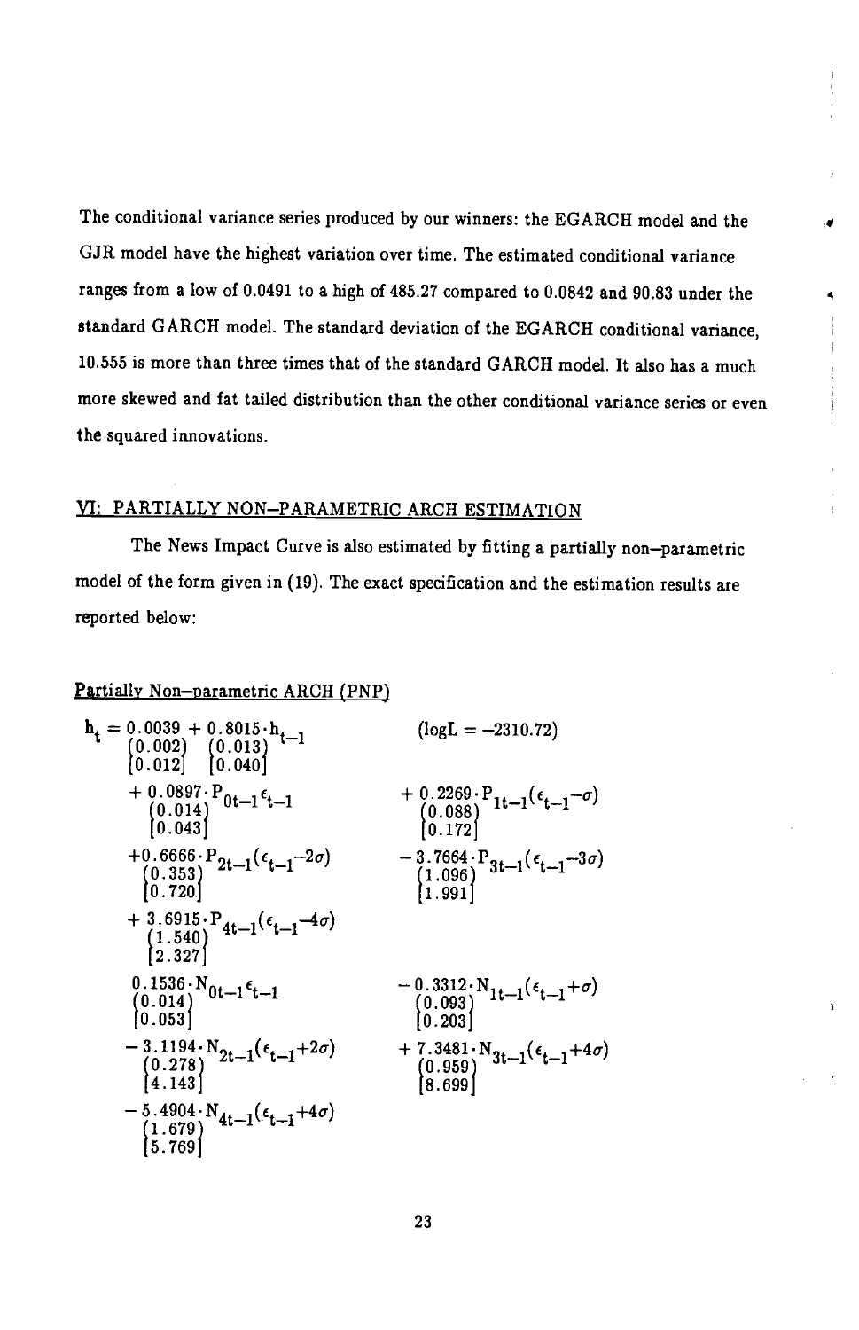The conditional variance series produced by our winners: the EGARCH model and the GJR model have the highest variation over time. The estimated conditional variance ranges from a low of 0.0491 to a high of 485.27 compared to 0.0842 and 90.83 under the standard GARCH model. The standard deviation of the EGARCH conditional variance, 10.555 is more than three times that of the standard GARCH model. It also has a much more skewed and fat tailed distribution than the other conditional variance series or even the squared innovations.

## VI: PARTIALLY NON–PARAMETRIC ARCH ESTIMATION

The News Impact Curve is also estimated by fitting a partially non–parametric model of the form given in (19). The exact specification and the estimation results are reported below:

Partially Non–parametric ARCH (PNP)

$$
\begin{aligned}
h_t = \underset{\substack{(0.002)\\[0.012]}}{0.0039} &+ \underset{\substack{(0.013)\\[0.040]}}{0.8015}\cdot h_{t-1} & & (\log L = -2310.72) \\
&+ \underset{\substack{(0.014)\\[0.043]}}{0.0897}\cdot P_{0t-1}\epsilon_{t-1} & &+ \underset{\substack{(0.088)\\[0.172]}}{0.2269}\cdot P_{1t-1}(\epsilon_{t-1}-\sigma) \\
&+ \underset{\substack{(0.353)\\[0.720]}}{0.6666}\cdot P_{2t-1}(\epsilon_{t-1}-2\sigma) & &- \underset{\substack{(1.096)\\[1.991]}}{3.7664}\cdot P_{3t-1}(\epsilon_{t-1}-3\sigma) \\
&+ \underset{\substack{(1.540)\\[2.327]}}{3.6915}\cdot P_{4t-1}(\epsilon_{t-1}-4\sigma) & & \\
&\;\;\; \underset{\substack{(0.014)\\[0.053]}}{0.1536}\cdot N_{0t-1}\epsilon_{t-1} & &- \underset{\substack{(0.093)\\[0.203]}}{0.3312}\cdot N_{1t-1}(\epsilon_{t-1}+\sigma) \\
&- \underset{\substack{(0.278)\\[4.143]}}{3.1194}\cdot N_{2t-1}(\epsilon_{t-1}+2\sigma) & &+ \underset{\substack{(0.959)\\[8.699]}}{7.3481}\cdot N_{3t-1}(\epsilon_{t-1}+4\sigma) \\
&- \underset{\substack{(1.679)\\[5.769]}}{5.4904}\cdot N_{4t-1}(\epsilon_{t-1}+4\sigma) & &
\end{aligned}
$$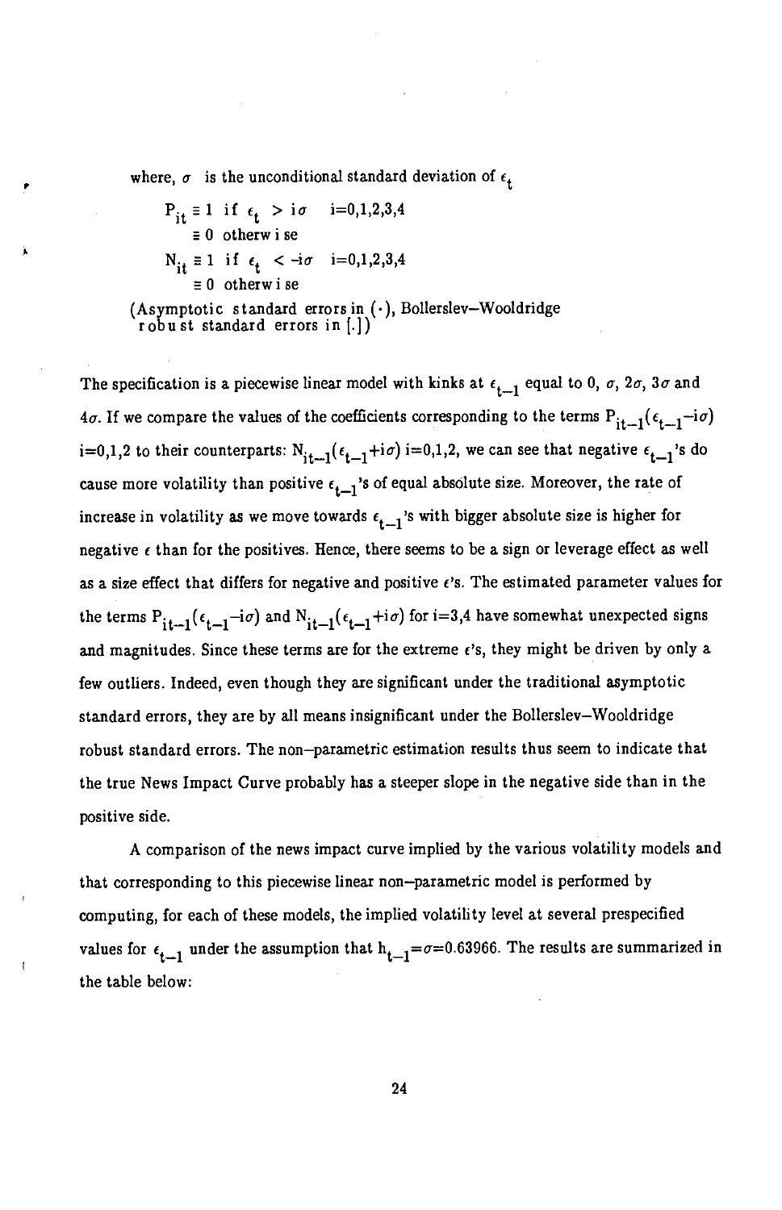where, $\sigma$ is the unconditional standard deviation of $\epsilon_t$

$$P_{it} \equiv 1 \text{ if } \epsilon_t > i\sigma \quad i=0,1,2,3,4$$
$$\equiv 0 \text{ otherwise}$$
$$N_{it} \equiv 1 \text{ if } \epsilon_t < -i\sigma \quad i=0,1,2,3,4$$
$$\equiv 0 \text{ otherwise}$$

(Asymptotic standard errors in $(\cdot)$, Bollerslev–Wooldridge robust standard errors in $[.]$)

The specification is a piecewise linear model with kinks at $\epsilon_{t-1}$ equal to 0, $\sigma$, $2\sigma$, $3\sigma$ and $4\sigma$. If we compare the values of the coefficients corresponding to the terms $P_{it-1}(\epsilon_{t-1}-i\sigma)$ i=0,1,2 to their counterparts: $N_{it-1}(\epsilon_{t-1}+i\sigma)$ i=0,1,2, we can see that negative $\epsilon_{t-1}$'s do cause more volatility than positive $\epsilon_{t-1}$'s of equal absolute size. Moreover, the rate of increase in volatility as we move towards $\epsilon_{t-1}$'s with bigger absolute size is higher for negative $\epsilon$ than for the positives. Hence, there seems to be a sign or leverage effect as well as a size effect that differs for negative and positive $\epsilon$'s. The estimated parameter values for the terms $P_{it-1}(\epsilon_{t-1}-i\sigma)$ and $N_{it-1}(\epsilon_{t-1}+i\sigma)$ for i=3,4 have somewhat unexpected signs and magnitudes. Since these terms are for the extreme $\epsilon$'s, they might be driven by only a few outliers. Indeed, even though they are significant under the traditional asymptotic standard errors, they are by all means insignificant under the Bollerslev–Wooldridge robust standard errors. The non–parametric estimation results thus seem to indicate that the true News Impact Curve probably has a steeper slope in the negative side than in the positive side.

A comparison of the news impact curve implied by the various volatility models and that corresponding to this piecewise linear non–parametric model is performed by computing, for each of these models, the implied volatility level at several prespecified values for $\epsilon_{t-1}$ under the assumption that $h_{t-1}=\sigma=0.63966$. The results are summarized in the table below: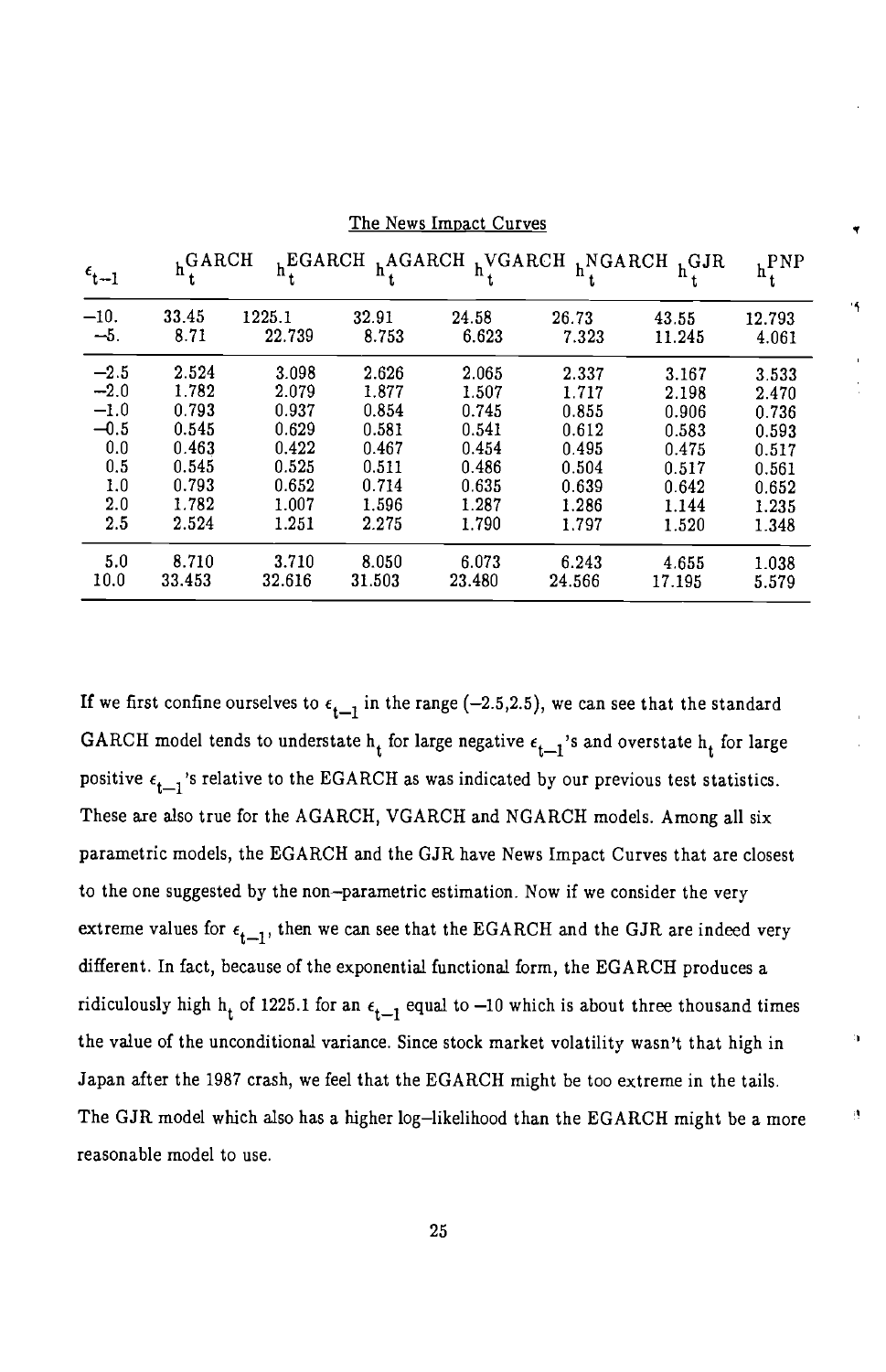The News Impact Curves

| $\epsilon_{t-1}$ | $h_t^{GARCH}$ | $h_t^{EGARCH}$ | $h_t^{AGARCH}$ | $h_t^{VGARCH}$ | $h_t^{NGARCH}$ | $h_t^{GJR}$ | $h_t^{PNP}$ |
|---|---|---|---|---|---|---|---|
| −10. | 33.45 | 1225.1 | 32.91 | 24.58 | 26.73 | 43.55 | 12.793 |
| −5. | 8.71 | 22.739 | 8.753 | 6.623 | 7.323 | 11.245 | 4.061 |
| −2.5 | 2.524 | 3.098 | 2.626 | 2.065 | 2.337 | 3.167 | 3.533 |
| −2.0 | 1.782 | 2.079 | 1.877 | 1.507 | 1.717 | 2.198 | 2.470 |
| −1.0 | 0.793 | 0.937 | 0.854 | 0.745 | 0.855 | 0.906 | 0.736 |
| −0.5 | 0.545 | 0.629 | 0.581 | 0.541 | 0.612 | 0.583 | 0.593 |
| 0.0 | 0.463 | 0.422 | 0.467 | 0.454 | 0.495 | 0.475 | 0.517 |
| 0.5 | 0.545 | 0.525 | 0.511 | 0.486 | 0.504 | 0.517 | 0.561 |
| 1.0 | 0.793 | 0.652 | 0.714 | 0.635 | 0.639 | 0.642 | 0.652 |
| 2.0 | 1.782 | 1.007 | 1.596 | 1.287 | 1.286 | 1.144 | 1.235 |
| 2.5 | 2.524 | 1.251 | 2.275 | 1.790 | 1.797 | 1.520 | 1.348 |
| 5.0 | 8.710 | 3.710 | 8.050 | 6.073 | 6.243 | 4.655 | 1.038 |
| 10.0 | 33.453 | 32.616 | 31.503 | 23.480 | 24.566 | 17.195 | 5.579 |

If we first confine ourselves to $\epsilon_{t-1}$ in the range (−2.5,2.5), we can see that the standard GARCH model tends to understate $h_t$ for large negative $\epsilon_{t-1}$'s and overstate $h_t$ for large positive $\epsilon_{t-1}$'s relative to the EGARCH as was indicated by our previous test statistics. These are also true for the AGARCH, VGARCH and NGARCH models. Among all six parametric models, the EGARCH and the GJR have News Impact Curves that are closest to the one suggested by the non–parametric estimation. Now if we consider the very extreme values for $\epsilon_{t-1}$, then we can see that the EGARCH and the GJR are indeed very different. In fact, because of the exponential functional form, the EGARCH produces a ridiculously high $h_t$ of 1225.1 for an $\epsilon_{t-1}$ equal to −10 which is about three thousand times the value of the unconditional variance. Since stock market volatility wasn't that high in Japan after the 1987 crash, we feel that the EGARCH might be too extreme in the tails. The GJR model which also has a higher log–likelihood than the EGARCH might be a more reasonable model to use.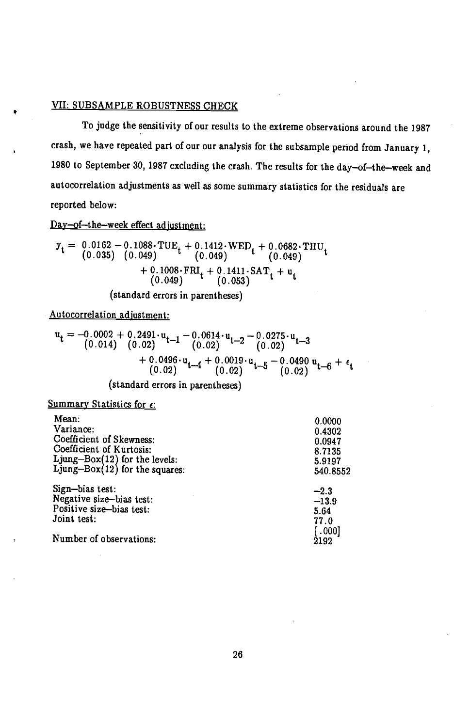## VII: SUBSAMPLE ROBUSTNESS CHECK

To judge the sensitivity of our results to the extreme observations around the 1987 crash, we have repeated part of our our analysis for the subsample period from January 1, 1980 to September 30, 1987 excluding the crash. The results for the day–of–the–week and autocorrelation adjustments as well as some summary statistics for the residuals are reported below:

Day–of–the–week effect adjustment:

$$y_t = \underset{(0.035)}{0.0162} - \underset{(0.049)}{0.1088}\cdot \text{TUE}_t + \underset{(0.049)}{0.1412}\cdot \text{WED}_t + \underset{(0.049)}{0.0682}\cdot \text{THU}_t + \underset{(0.049)}{0.1008}\cdot \text{FRI}_t + \underset{(0.053)}{0.1411}\cdot \text{SAT}_t + u_t$$

(standard errors in parentheses)

Autocorrelation adjustment:

$$u_t = \underset{(0.014)}{-0.0002} + \underset{(0.02)}{0.2491}\cdot u_{t-1} - \underset{(0.02)}{0.0614}\cdot u_{t-2} - \underset{(0.02)}{0.0275}\cdot u_{t-3} + \underset{(0.02)}{0.0496}\cdot u_{t-4} + \underset{(0.02)}{0.0019}\cdot u_{t-5} - \underset{(0.02)}{0.0490}\, u_{t-6} + \epsilon_t$$

(standard errors in parentheses)

Summary Statistics for $\epsilon$:

| | |
|---|---|
| Mean: | 0.0000 |
| Variance: | 0.4302 |
| Coefficient of Skewness: | 0.0947 |
| Coefficient of Kurtosis: | 8.7135 |
| Ljung–Box(12) for the levels: | 5.9197 |
| Ljung–Box(12) for the squares: | 540.8552 |
| Sign–bias test: | –2.3 |
| Negative size–bias test: | –13.9 |
| Positive size–bias test: | 5.64 |
| Joint test: | 77.0 [.000] |
| Number of observations: | 2192 |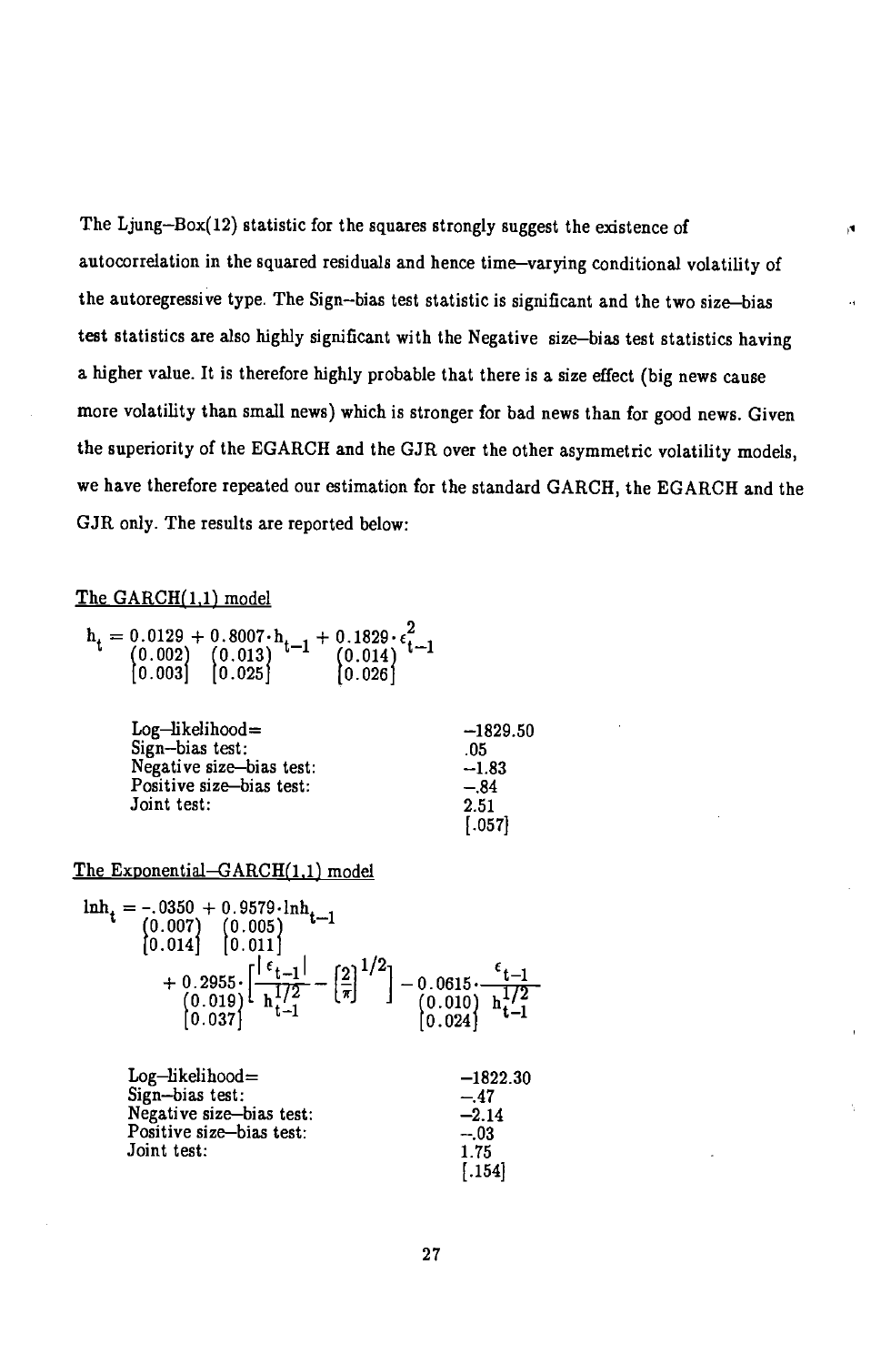The Ljung–Box(12) statistic for the squares strongly suggest the existence of autocorrelation in the squared residuals and hence time–varying conditional volatility of the autoregressive type. The Sign–bias test statistic is significant and the two size–bias test statistics are also highly significant with the Negative size–bias test statistics having a higher value. It is therefore highly probable that there is a size effect (big news cause more volatility than small news) which is stronger for bad news than for good news. Given the superiority of the EGARCH and the GJR over the other asymmetric volatility models, we have therefore repeated our estimation for the standard GARCH, the EGARCH and the GJR only. The results are reported below:

The GARCH(1,1) model

$$h_t = \underset{\substack{(0.002)\\ [0.003]}}{0.0129} + \underset{\substack{(0.013)\\ [0.025]}}{0.8007} \cdot h_{t-1} + \underset{\substack{(0.014)\\ [0.026]}}{0.1829} \cdot \epsilon_{t-1}^2$$

| | |
|---|---|
| Log–likelihood= | –1829.50 |
| Sign–bias test: | .05 |
| Negative size–bias test: | –1.83 |
| Positive size–bias test: | –.84 |
| Joint test: | 2.51 [.057] |

The Exponential–GARCH(1,1) model

$$\ln h_t = \underset{\substack{(0.007)\\ [0.014]}}{-.0350} + \underset{\substack{(0.005)\\ [0.011]}}{0.9579} \cdot \ln h_{t-1} + \underset{\substack{(0.019)\\ [0.037]}}{0.2955} \cdot \left[ \frac{|\epsilon_{t-1}|}{h_{t-1}^{1/2}} - \left[\frac{2}{\pi}\right]^{1/2} \right] - \underset{\substack{(0.010)\\ [0.024]}}{0.0615} \cdot \frac{\epsilon_{t-1}}{h_{t-1}^{1/2}}$$

| | |
|---|---|
| Log–likelihood= | –1822.30 |
| Sign–bias test: | –.47 |
| Negative size–bias test: | –2.14 |
| Positive size–bias test: | –.03 |
| Joint test: | 1.75 [.154] |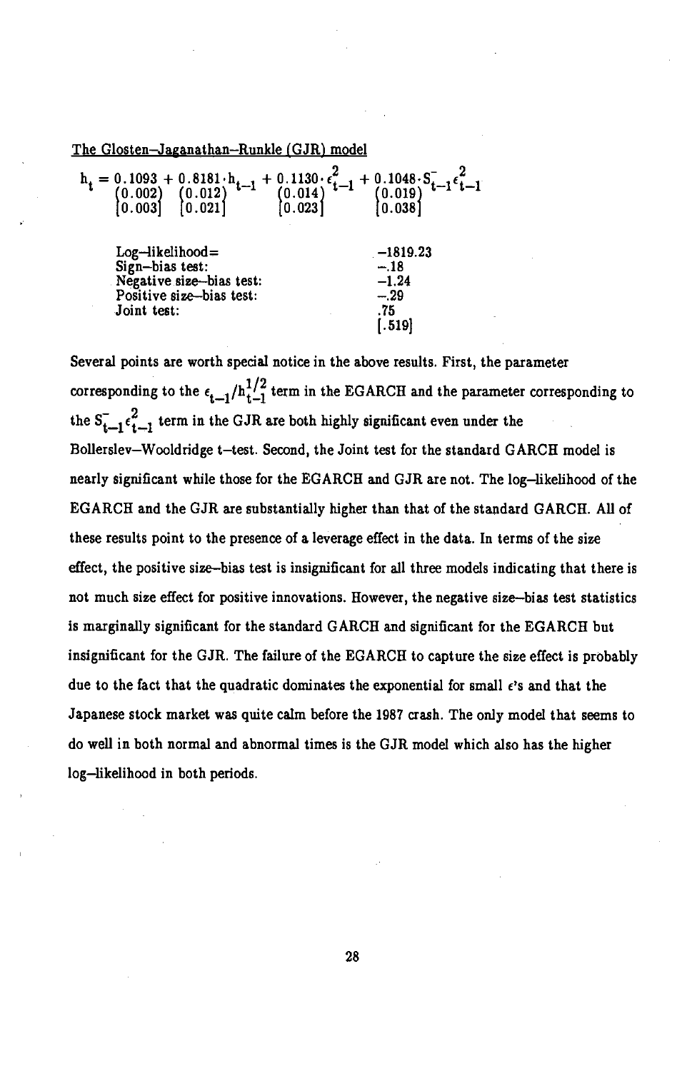The Glosten–Jaganathan–Runkle (GJR) model

$$
\underset{\substack{(0.002)\\ [0.003]}}{h_t = 0.1093} + \underset{\substack{(0.012)\\ [0.021]}}{0.8181}\cdot h_{t-1} + \underset{\substack{(0.014)\\ [0.023]}}{0.1130}\cdot \epsilon_{t-1}^2 + \underset{\substack{(0.019)\\ [0.038]}}{0.1048}\cdot S_{t-1}^{-}\epsilon_{t-1}^2
$$

| | |
|---|---|
| Log–likelihood= | –1819.23 |
| Sign–bias test: | –.18 |
| Negative size–bias test: | –1.24 |
| Positive size–bias test: | –.29 |
| Joint test: | .75 |
| | [.519] |

Several points are worth special notice in the above results. First, the parameter corresponding to the $\epsilon_{t-1}/h_{t-1}^{1/2}$ term in the EGARCH and the parameter corresponding to the $S_{t-1}^{-}\epsilon_{t-1}^2$ term in the GJR are both highly significant even under the Bollerslev–Wooldridge t–test. Second, the Joint test for the standard GARCH model is nearly significant while those for the EGARCH and GJR are not. The log–likelihood of the EGARCH and the GJR are substantially higher than that of the standard GARCH. All of these results point to the presence of a leverage effect in the data. In terms of the size effect, the positive size–bias test is insignificant for all three models indicating that there is not much size effect for positive innovations. However, the negative size–bias test statistics is marginally significant for the standard GARCH and significant for the EGARCH but insignificant for the GJR. The failure of the EGARCH to capture the size effect is probably due to the fact that the quadratic dominates the exponential for small $\epsilon$'s and that the Japanese stock market was quite calm before the 1987 crash. The only model that seems to do well in both normal and abnormal times is the GJR model which also has the higher log–likelihood in both periods.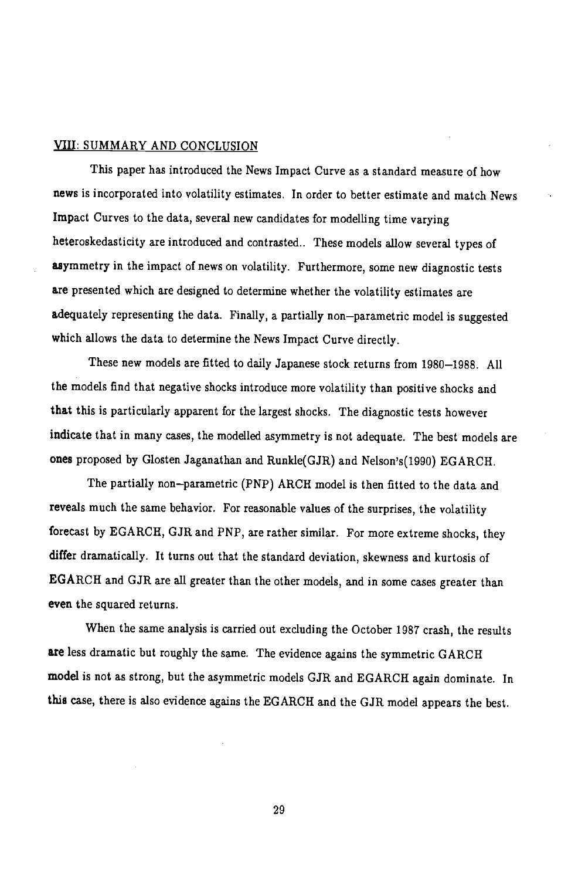## VIII: SUMMARY AND CONCLUSION

This paper has introduced the News Impact Curve as a standard measure of how news is incorporated into volatility estimates. In order to better estimate and match News Impact Curves to the data, several new candidates for modelling time varying heteroskedasticity are introduced and contrasted.. These models allow several types of asymmetry in the impact of news on volatility. Furthermore, some new diagnostic tests are presented which are designed to determine whether the volatility estimates are adequately representing the data. Finally, a partially non–parametric model is suggested which allows the data to determine the News Impact Curve directly.

These new models are fitted to daily Japanese stock returns from 1980–1988. All the models find that negative shocks introduce more volatility than positive shocks and that this is particularly apparent for the largest shocks. The diagnostic tests however indicate that in many cases, the modelled asymmetry is not adequate. The best models are ones proposed by Glosten Jaganathan and Runkle(GJR) and Nelson's(1990) EGARCH.

The partially non–parametric (PNP) ARCH model is then fitted to the data and reveals much the same behavior. For reasonable values of the surprises, the volatility forecast by EGARCH, GJR and PNP, are rather similar. For more extreme shocks, they differ dramatically. It turns out that the standard deviation, skewness and kurtosis of EGARCH and GJR are all greater than the other models, and in some cases greater than even the squared returns.

When the same analysis is carried out excluding the October 1987 crash, the results are less dramatic but roughly the same. The evidence agains the symmetric GARCH model is not as strong, but the asymmetric models GJR and EGARCH again dominate. In this case, there is also evidence agains the EGARCH and the GJR model appears the best.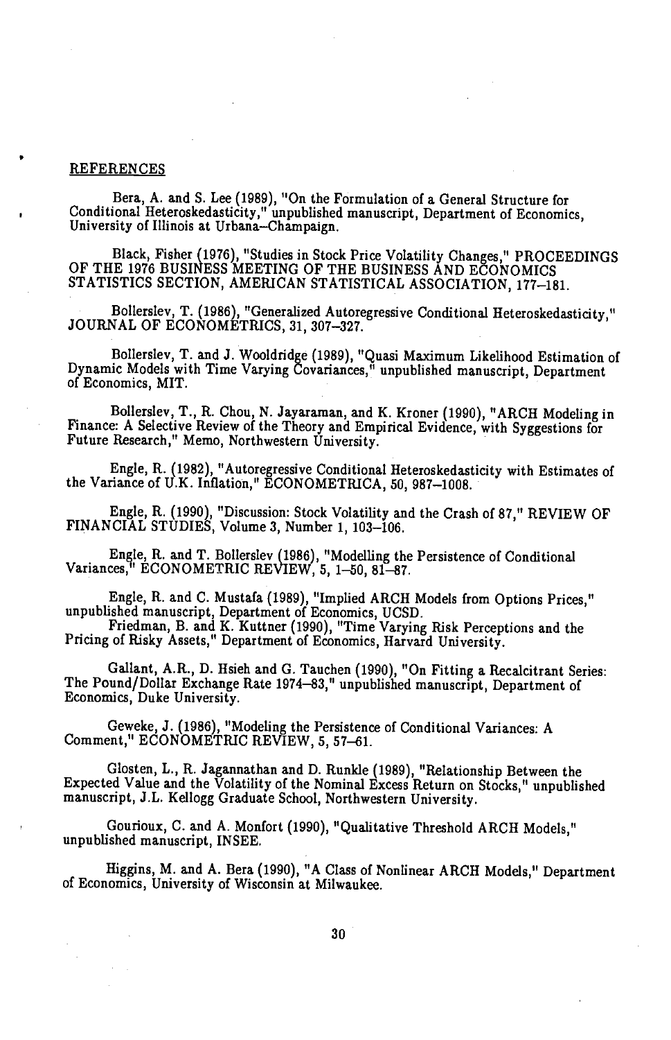## REFERENCES

Bera, A. and S. Lee (1989), "On the Formulation of a General Structure for Conditional Heteroskedasticity," unpublished manuscript, Department of Economics, University of Illinois at Urbana–Champaign.

Black, Fisher (1976), "Studies in Stock Price Volatility Changes," PROCEEDINGS OF THE 1976 BUSINESS MEETING OF THE BUSINESS AND ECONOMICS STATISTICS SECTION, AMERICAN STATISTICAL ASSOCIATION, 177–181.

Bollerslev, T. (1986), "Generalized Autoregressive Conditional Heteroskedasticity," JOURNAL OF ECONOMETRICS, 31, 307–327.

Bollerslev, T. and J. Wooldridge (1989), "Quasi Maximum Likelihood Estimation of Dynamic Models with Time Varying Covariances," unpublished manuscript, Department of Economics, MIT.

Bollerslev, T., R. Chou, N. Jayaraman, and K. Kroner (1990), "ARCH Modeling in Finance: A Selective Review of the Theory and Empirical Evidence, with Syggestions for Future Research," Memo, Northwestern University.

Engle, R. (1982), "Autoregressive Conditional Heteroskedasticity with Estimates of the Variance of U.K. Inflation," ECONOMETRICA, 50, 987–1008.

Engle, R. (1990), "Discussion: Stock Volatility and the Crash of 87," REVIEW OF FINANCIAL STUDIES, Volume 3, Number 1, 103–106.

Engle, R. and T. Bollerslev (1986), "Modelling the Persistence of Conditional Variances," ECONOMETRIC REVIEW, 5, 1–50, 81–87.

Engle, R. and C. Mustafa (1989), "Implied ARCH Models from Options Prices," unpublished manuscript, Department of Economics, UCSD.

Friedman, B. and K. Kuttner (1990), "Time Varying Risk Perceptions and the Pricing of Risky Assets," Department of Economics, Harvard University.

Gallant, A.R., D. Hsieh and G. Tauchen (1990), "On Fitting a Recalcitrant Series: The Pound/Dollar Exchange Rate 1974–83," unpublished manuscript, Department of Economics, Duke University.

Geweke, J. (1986), "Modeling the Persistence of Conditional Variances: A Comment," ECONOMETRIC REVIEW, 5, 57–61.

Glosten, L., R. Jagannathan and D. Runkle (1989), "Relationship Between the Expected Value and the Volatility of the Nominal Excess Return on Stocks," unpublished manuscript, J.L. Kellogg Graduate School, Northwestern University.

Gourioux, C. and A. Monfort (1990), "Qualitative Threshold ARCH Models," unpublished manuscript, INSEE.

Higgins, M. and A. Bera (1990), "A Class of Nonlinear ARCH Models," Department of Economics, University of Wisconsin at Milwaukee.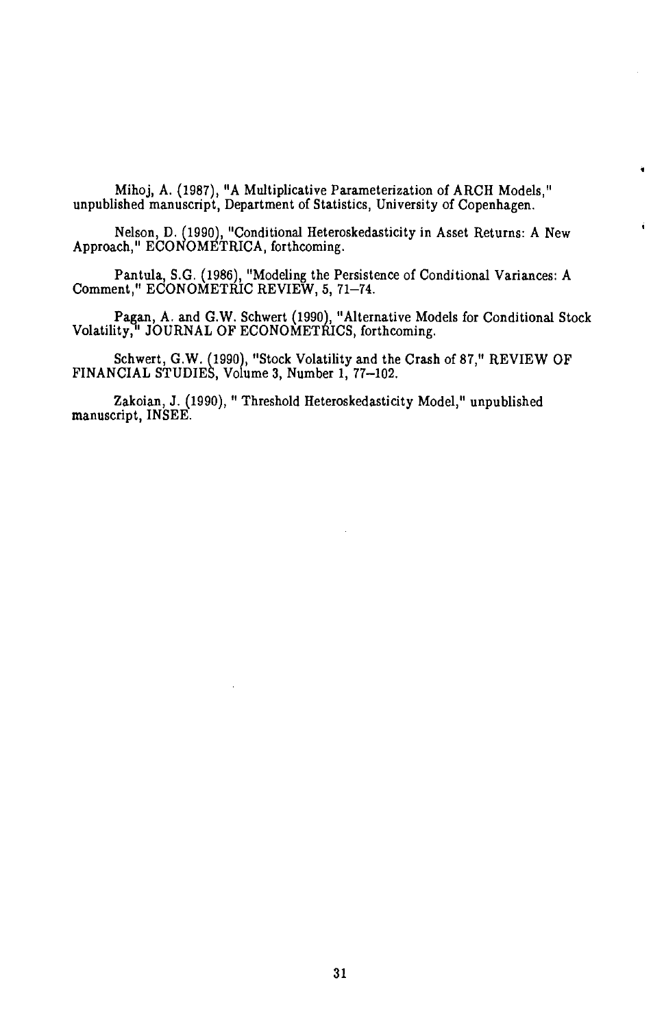Mihoj, A. (1987), "A Multiplicative Parameterization of ARCH Models," unpublished manuscript, Department of Statistics, University of Copenhagen.

Nelson, D. (1990), "Conditional Heteroskedasticity in Asset Returns: A New Approach," ECONOMETRICA, forthcoming.

Pantula, S.G. (1986), "Modeling the Persistence of Conditional Variances: A Comment," ECONOMETRIC REVIEW, 5, 71–74.

Pagan, A. and G.W. Schwert (1990), "Alternative Models for Conditional Stock Volatility," JOURNAL OF ECONOMETRICS, forthcoming.

Schwert, G.W. (1990), "Stock Volatility and the Crash of 87," REVIEW OF FINANCIAL STUDIES, Volume 3, Number 1, 77–102.

Zakoian, J. (1990), " Threshold Heteroskedasticity Model," unpublished manuscript, INSEE.